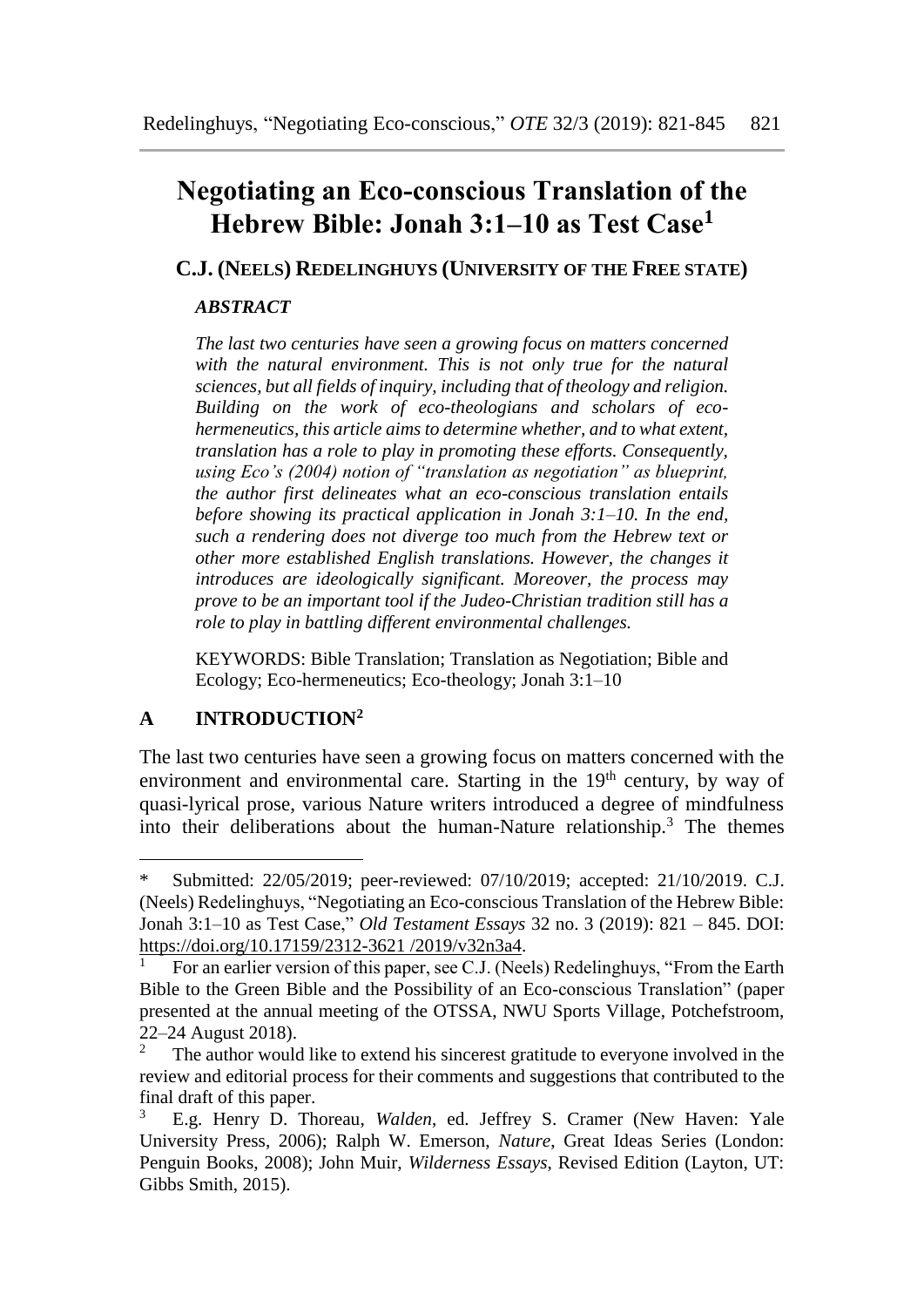# Negotiating an Eco-conscious Translation of the Hebrew Bible: Jonah 3:1–10 as Test Case[1]

## C.J. (NEELS) REDELINGHUYS (UNIVERSITY OF THE FREE STATE)

### *ABSTRACT*

*The last two centuries have seen a growing focus on matters concerned with the natural environment. This is not only true for the natural sciences, but all fields of inquiry, including that of theology and religion. Building on the work of eco-theologians and scholars of eco-hermeneutics, this article aims to determine whether, and to what extent, translation has a role to play in promoting these efforts. Consequently, using Eco's (2004) notion of "translation as negotiation" as blueprint, the author first delineates what an eco-conscious translation entails before showing its practical application in Jonah 3:1–10. In the end, such a rendering does not diverge too much from the Hebrew text or other more established English translations. However, the changes it introduces are ideologically significant. Moreover, the process may prove to be an important tool if the Judeo-Christian tradition still has a role to play in battling different environmental challenges.*

KEYWORDS: Bible Translation; Translation as Negotiation; Bible and Ecology; Eco-hermeneutics; Eco-theology; Jonah 3:1–10

## A INTRODUCTION[2]

The last two centuries have seen a growing focus on matters concerned with the environment and environmental care. Starting in the 19th century, by way of quasi-lyrical prose, various Nature writers introduced a degree of mindfulness into their deliberations about the human-Nature relationship.[3] The themes

---

\* Submitted: 22/05/2019; peer-reviewed: 07/10/2019; accepted: 21/10/2019. C.J. (Neels) Redelinghuys, "Negotiating an Eco-conscious Translation of the Hebrew Bible: Jonah 3:1–10 as Test Case," *Old Testament Essays* 32 no. 3 (2019): 821 – 845. DOI: https://doi.org/10.17159/2312-3621 /2019/v32n3a4.

[1] For an earlier version of this paper, see C.J. (Neels) Redelinghuys, "From the Earth Bible to the Green Bible and the Possibility of an Eco-conscious Translation" (paper presented at the annual meeting of the OTSSA, NWU Sports Village, Potchefstroom, 22–24 August 2018).

[2] The author would like to extend his sincerest gratitude to everyone involved in the review and editorial process for their comments and suggestions that contributed to the final draft of this paper.

[3] E.g. Henry D. Thoreau, *Walden*, ed. Jeffrey S. Cramer (New Haven: Yale University Press, 2006); Ralph W. Emerson, *Nature*, Great Ideas Series (London: Penguin Books, 2008); John Muir, *Wilderness Essays*, Revised Edition (Layton, UT: Gibbs Smith, 2015).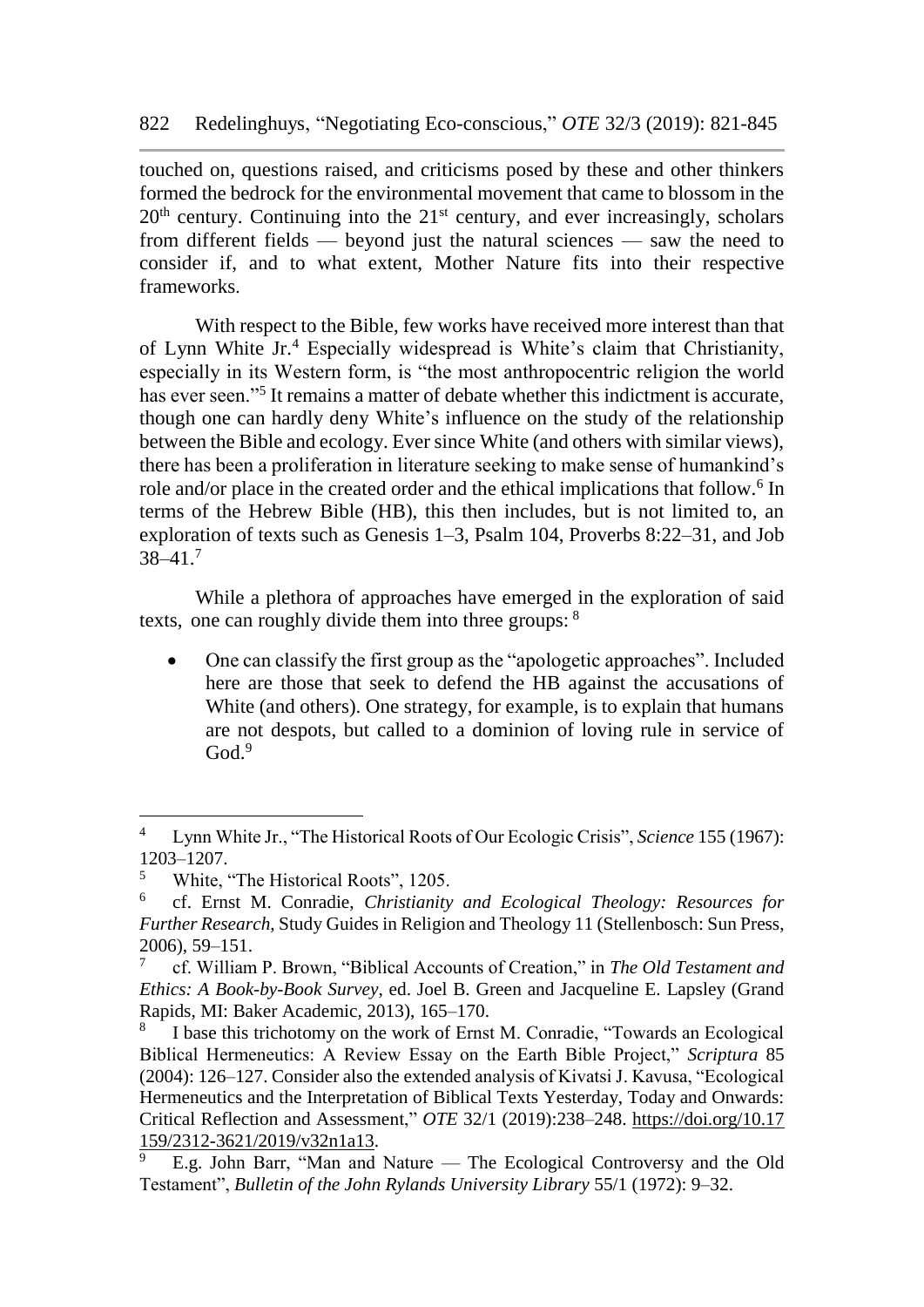touched on, questions raised, and criticisms posed by these and other thinkers formed the bedrock for the environmental movement that came to blossom in the 20th century. Continuing into the 21st century, and ever increasingly, scholars from different fields — beyond just the natural sciences — saw the need to consider if, and to what extent, Mother Nature fits into their respective frameworks.

With respect to the Bible, few works have received more interest than that of Lynn White Jr.[4] Especially widespread is White's claim that Christianity, especially in its Western form, is "the most anthropocentric religion the world has ever seen."[5] It remains a matter of debate whether this indictment is accurate, though one can hardly deny White's influence on the study of the relationship between the Bible and ecology. Ever since White (and others with similar views), there has been a proliferation in literature seeking to make sense of humankind's role and/or place in the created order and the ethical implications that follow.[6] In terms of the Hebrew Bible (HB), this then includes, but is not limited to, an exploration of texts such as Genesis 1–3, Psalm 104, Proverbs 8:22–31, and Job 38–41.[7]

While a plethora of approaches have emerged in the exploration of said texts, one can roughly divide them into three groups: [8]

- One can classify the first group as the "apologetic approaches". Included here are those that seek to defend the HB against the accusations of White (and others). One strategy, for example, is to explain that humans are not despots, but called to a dominion of loving rule in service of God.[9]

---

[4] Lynn White Jr., "The Historical Roots of Our Ecologic Crisis", *Science* 155 (1967): 1203–1207.

[5] White, "The Historical Roots", 1205.

[6] cf. Ernst M. Conradie, *Christianity and Ecological Theology: Resources for Further Research*, Study Guides in Religion and Theology 11 (Stellenbosch: Sun Press, 2006), 59–151.

[7] cf. William P. Brown, "Biblical Accounts of Creation," in *The Old Testament and Ethics: A Book-by-Book Survey*, ed. Joel B. Green and Jacqueline E. Lapsley (Grand Rapids, MI: Baker Academic, 2013), 165–170.

[8] I base this trichotomy on the work of Ernst M. Conradie, "Towards an Ecological Biblical Hermeneutics: A Review Essay on the Earth Bible Project," *Scriptura* 85 (2004): 126–127. Consider also the extended analysis of Kivatsi J. Kavusa, "Ecological Hermeneutics and the Interpretation of Biblical Texts Yesterday, Today and Onwards: Critical Reflection and Assessment," *OTE* 32/1 (2019):238–248. https://doi.org/10.17159/2312-3621/2019/v32n1a13.

[9] E.g. John Barr, "Man and Nature — The Ecological Controversy and the Old Testament", *Bulletin of the John Rylands University Library* 55/1 (1972): 9–32.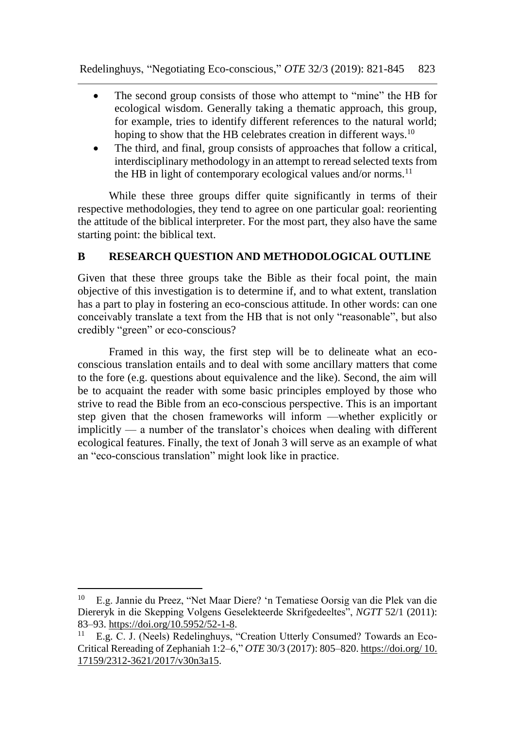- The second group consists of those who attempt to "mine" the HB for ecological wisdom. Generally taking a thematic approach, this group, for example, tries to identify different references to the natural world; hoping to show that the HB celebrates creation in different ways.[10]
- The third, and final, group consists of approaches that follow a critical, interdisciplinary methodology in an attempt to reread selected texts from the HB in light of contemporary ecological values and/or norms.[11]

While these three groups differ quite significantly in terms of their respective methodologies, they tend to agree on one particular goal: reorienting the attitude of the biblical interpreter. For the most part, they also have the same starting point: the biblical text.

## B RESEARCH QUESTION AND METHODOLOGICAL OUTLINE

Given that these three groups take the Bible as their focal point, the main objective of this investigation is to determine if, and to what extent, translation has a part to play in fostering an eco-conscious attitude. In other words: can one conceivably translate a text from the HB that is not only "reasonable", but also credibly "green" or eco-conscious?

Framed in this way, the first step will be to delineate what an eco-conscious translation entails and to deal with some ancillary matters that come to the fore (e.g. questions about equivalence and the like). Second, the aim will be to acquaint the reader with some basic principles employed by those who strive to read the Bible from an eco-conscious perspective. This is an important step given that the chosen frameworks will inform —whether explicitly or implicitly — a number of the translator's choices when dealing with different ecological features. Finally, the text of Jonah 3 will serve as an example of what an "eco-conscious translation" might look like in practice.

---

[10] E.g. Jannie du Preez, "Net Maar Diere? 'n Tematiese Oorsig van die Plek van die Diereryk in die Skepping Volgens Geselekteerde Skrifgedeeltes", *NGTT* 52/1 (2011): 83–93. https://doi.org/10.5952/52-1-8.

[11] E.g. C. J. (Neels) Redelinghuys, "Creation Utterly Consumed? Towards an Eco-Critical Rereading of Zephaniah 1:2–6," *OTE* 30/3 (2017): 805–820. https://doi.org/10.17159/2312-3621/2017/v30n3a15.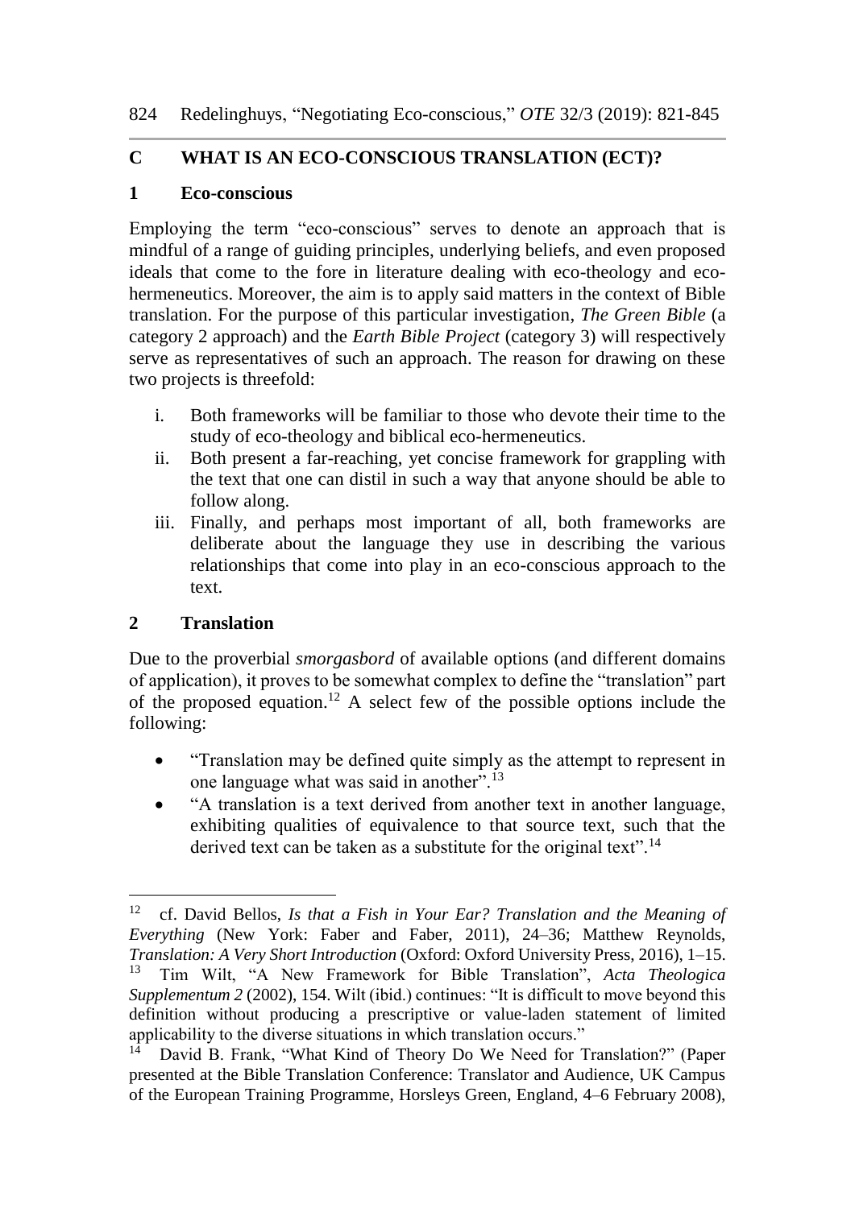## C WHAT IS AN ECO-CONSCIOUS TRANSLATION (ECT)?

### 1 Eco-conscious

Employing the term "eco-conscious" serves to denote an approach that is mindful of a range of guiding principles, underlying beliefs, and even proposed ideals that come to the fore in literature dealing with eco-theology and eco-hermeneutics. Moreover, the aim is to apply said matters in the context of Bible translation. For the purpose of this particular investigation, *The Green Bible* (a category 2 approach) and the *Earth Bible Project* (category 3) will respectively serve as representatives of such an approach. The reason for drawing on these two projects is threefold:

i. Both frameworks will be familiar to those who devote their time to the study of eco-theology and biblical eco-hermeneutics.
ii. Both present a far-reaching, yet concise framework for grappling with the text that one can distil in such a way that anyone should be able to follow along.
iii. Finally, and perhaps most important of all, both frameworks are deliberate about the language they use in describing the various relationships that come into play in an eco-conscious approach to the text.

### 2 Translation

Due to the proverbial *smorgasbord* of available options (and different domains of application), it proves to be somewhat complex to define the "translation" part of the proposed equation.[12] A select few of the possible options include the following:

- "Translation may be defined quite simply as the attempt to represent in one language what was said in another".[13]
- "A translation is a text derived from another text in another language, exhibiting qualities of equivalence to that source text, such that the derived text can be taken as a substitute for the original text".[14]

---

[12] cf. David Bellos, *Is that a Fish in Your Ear? Translation and the Meaning of Everything* (New York: Faber and Faber, 2011), 24–36; Matthew Reynolds, *Translation: A Very Short Introduction* (Oxford: Oxford University Press, 2016), 1–15.

[13] Tim Wilt, "A New Framework for Bible Translation", *Acta Theologica Supplementum 2* (2002), 154. Wilt (ibid.) continues: "It is difficult to move beyond this definition without producing a prescriptive or value-laden statement of limited applicability to the diverse situations in which translation occurs."

[14] David B. Frank, "What Kind of Theory Do We Need for Translation?" (Paper presented at the Bible Translation Conference: Translator and Audience, UK Campus of the European Training Programme, Horsleys Green, England, 4–6 February 2008),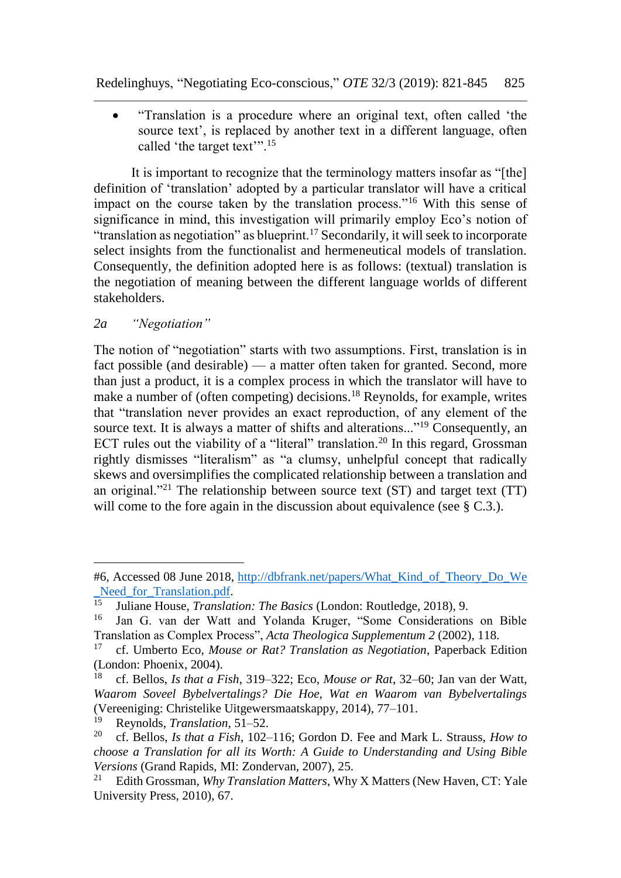- "Translation is a procedure where an original text, often called 'the source text', is replaced by another text in a different language, often called 'the target text'".[15]

It is important to recognize that the terminology matters insofar as "[the] definition of 'translation' adopted by a particular translator will have a critical impact on the course taken by the translation process."[16] With this sense of significance in mind, this investigation will primarily employ Eco's notion of "translation as negotiation" as blueprint.[17] Secondarily, it will seek to incorporate select insights from the functionalist and hermeneutical models of translation. Consequently, the definition adopted here is as follows: (textual) translation is the negotiation of meaning between the different language worlds of different stakeholders.

*2a "Negotiation"*

The notion of "negotiation" starts with two assumptions. First, translation is in fact possible (and desirable) — a matter often taken for granted. Second, more than just a product, it is a complex process in which the translator will have to make a number of (often competing) decisions.[18] Reynolds, for example, writes that "translation never provides an exact reproduction, of any element of the source text. It is always a matter of shifts and alterations..."[19] Consequently, an ECT rules out the viability of a "literal" translation.[20] In this regard, Grossman rightly dismisses "literalism" as "a clumsy, unhelpful concept that radically skews and oversimplifies the complicated relationship between a translation and an original."[21] The relationship between source text (ST) and target text (TT) will come to the fore again in the discussion about equivalence (see § C.3.).

---

#6, Accessed 08 June 2018, http://dbfrank.net/papers/What_Kind_of_Theory_Do_We_Need_for_Translation.pdf.

[15] Juliane House, *Translation: The Basics* (London: Routledge, 2018), 9.

[16] Jan G. van der Watt and Yolanda Kruger, "Some Considerations on Bible Translation as Complex Process", *Acta Theologica Supplementum 2* (2002), 118.

[17] cf. Umberto Eco, *Mouse or Rat? Translation as Negotiation*, Paperback Edition (London: Phoenix, 2004).

[18] cf. Bellos, *Is that a Fish*, 319–322; Eco, *Mouse or Rat*, 32–60; Jan van der Watt, *Waarom Soveel Bybelvertalings? Die Hoe, Wat en Waarom van Bybelvertalings* (Vereeniging: Christelike Uitgewersmaatskappy, 2014), 77–101.

[19] Reynolds, *Translation*, 51–52.

[20] cf. Bellos, *Is that a Fish*, 102–116; Gordon D. Fee and Mark L. Strauss, *How to choose a Translation for all its Worth: A Guide to Understanding and Using Bible Versions* (Grand Rapids, MI: Zondervan, 2007), 25.

[21] Edith Grossman, *Why Translation Matters*, Why X Matters (New Haven, CT: Yale University Press, 2010), 67.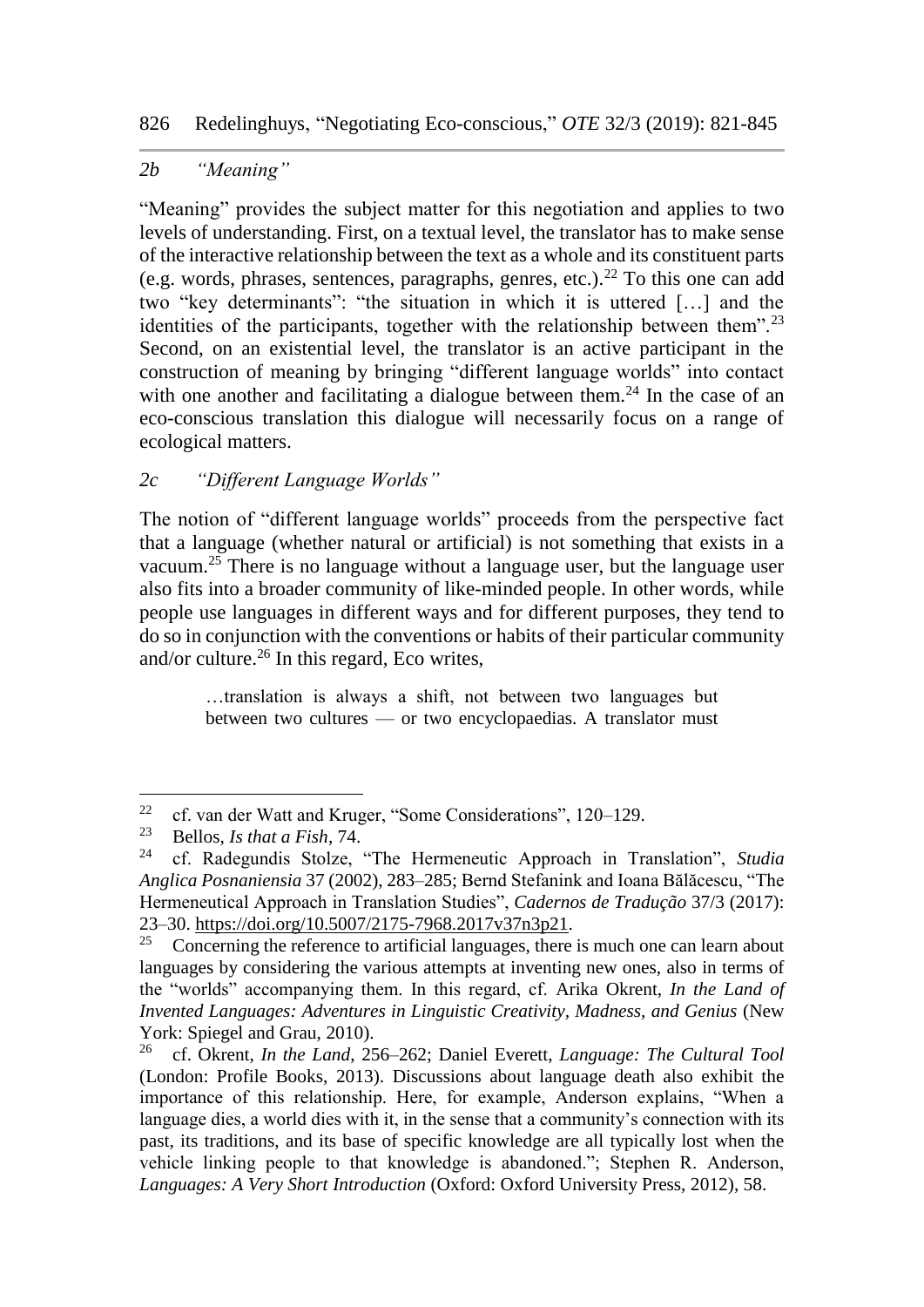### 2b "Meaning"

"Meaning" provides the subject matter for this negotiation and applies to two levels of understanding. First, on a textual level, the translator has to make sense of the interactive relationship between the text as a whole and its constituent parts (e.g. words, phrases, sentences, paragraphs, genres, etc.).[22] To this one can add two "key determinants": "the situation in which it is uttered […] and the identities of the participants, together with the relationship between them".[23] Second, on an existential level, the translator is an active participant in the construction of meaning by bringing "different language worlds" into contact with one another and facilitating a dialogue between them.[24] In the case of an eco-conscious translation this dialogue will necessarily focus on a range of ecological matters.

### 2c "Different Language Worlds"

The notion of "different language worlds" proceeds from the perspective fact that a language (whether natural or artificial) is not something that exists in a vacuum.[25] There is no language without a language user, but the language user also fits into a broader community of like-minded people. In other words, while people use languages in different ways and for different purposes, they tend to do so in conjunction with the conventions or habits of their particular community and/or culture.[26] In this regard, Eco writes,

> …translation is always a shift, not between two languages but between two cultures — or two encyclopaedias. A translator must

---

[22] cf. van der Watt and Kruger, "Some Considerations", 120–129.

[23] Bellos, *Is that a Fish*, 74.

[24] cf. Radegundis Stolze, "The Hermeneutic Approach in Translation", *Studia Anglica Posnaniensia* 37 (2002), 283–285; Bernd Stefanink and Ioana Bălăcescu, "The Hermeneutical Approach in Translation Studies", *Cadernos de Tradução* 37/3 (2017): 23–30. https://doi.org/10.5007/2175-7968.2017v37n3p21.

[25] Concerning the reference to artificial languages, there is much one can learn about languages by considering the various attempts at inventing new ones, also in terms of the "worlds" accompanying them. In this regard, cf. Arika Okrent, *In the Land of Invented Languages: Adventures in Linguistic Creativity, Madness, and Genius* (New York: Spiegel and Grau, 2010).

[26] cf. Okrent, *In the Land*, 256–262; Daniel Everett, *Language: The Cultural Tool* (London: Profile Books, 2013). Discussions about language death also exhibit the importance of this relationship. Here, for example, Anderson explains, "When a language dies, a world dies with it, in the sense that a community's connection with its past, its traditions, and its base of specific knowledge are all typically lost when the vehicle linking people to that knowledge is abandoned."; Stephen R. Anderson, *Languages: A Very Short Introduction* (Oxford: Oxford University Press, 2012), 58.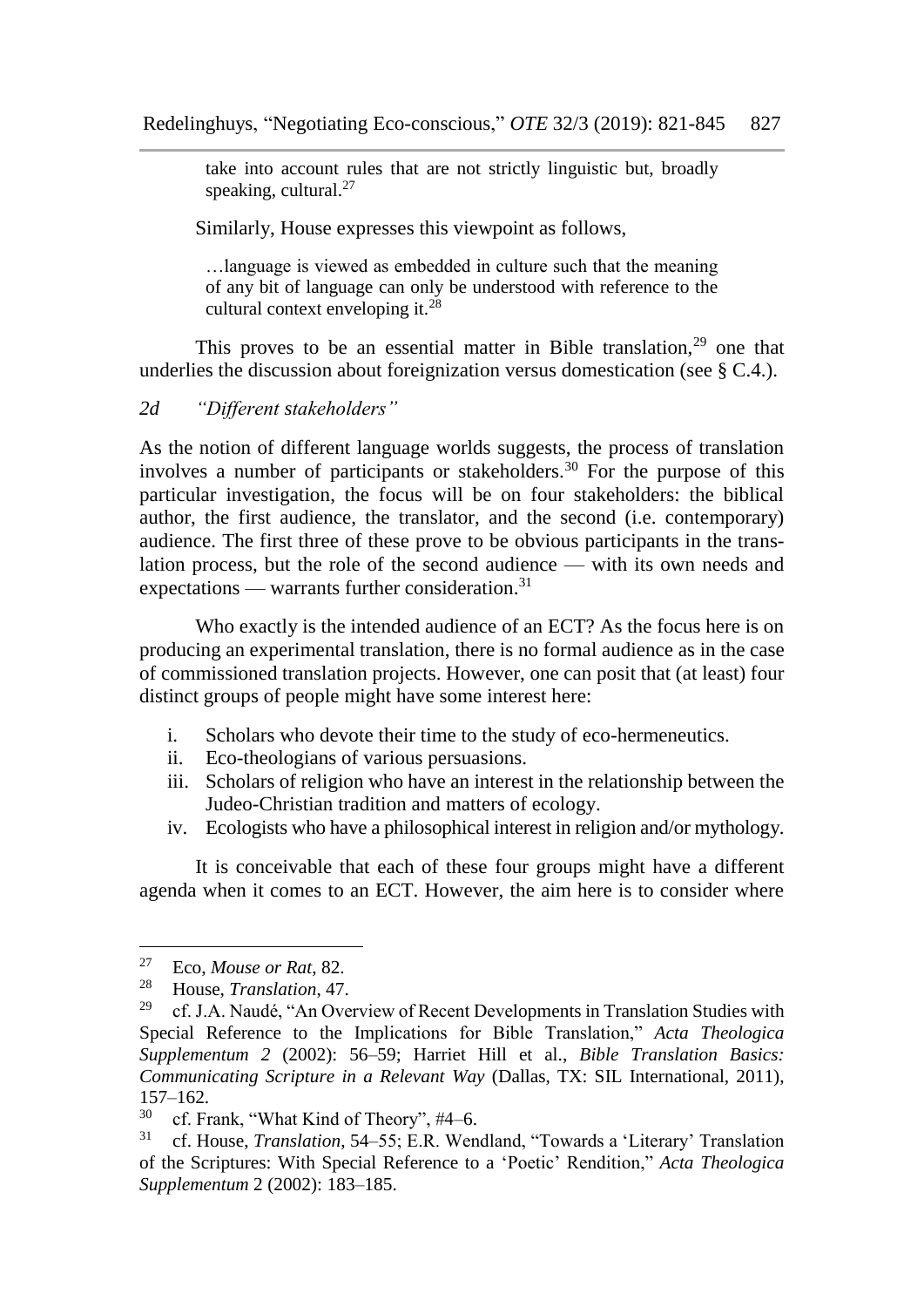> take into account rules that are not strictly linguistic but, broadly speaking, cultural.[27]

Similarly, House expresses this viewpoint as follows,

> …language is viewed as embedded in culture such that the meaning of any bit of language can only be understood with reference to the cultural context enveloping it.[28]

This proves to be an essential matter in Bible translation,[29] one that underlies the discussion about foreignization versus domestication (see § C.4.).

### *2d "Different stakeholders"*

As the notion of different language worlds suggests, the process of translation involves a number of participants or stakeholders.[30] For the purpose of this particular investigation, the focus will be on four stakeholders: the biblical author, the first audience, the translator, and the second (i.e. contemporary) audience. The first three of these prove to be obvious participants in the translation process, but the role of the second audience — with its own needs and expectations — warrants further consideration.[31]

Who exactly is the intended audience of an ECT? As the focus here is on producing an experimental translation, there is no formal audience as in the case of commissioned translation projects. However, one can posit that (at least) four distinct groups of people might have some interest here:

i. Scholars who devote their time to the study of eco-hermeneutics.
ii. Eco-theologians of various persuasions.
iii. Scholars of religion who have an interest in the relationship between the Judeo-Christian tradition and matters of ecology.
iv. Ecologists who have a philosophical interest in religion and/or mythology.

It is conceivable that each of these four groups might have a different agenda when it comes to an ECT. However, the aim here is to consider where

---

[27] Eco, *Mouse or Rat*, 82.

[28] House, *Translation*, 47.

[29] cf. J.A. Naudé, "An Overview of Recent Developments in Translation Studies with Special Reference to the Implications for Bible Translation," *Acta Theologica Supplementum 2* (2002): 56–59; Harriet Hill et al., *Bible Translation Basics: Communicating Scripture in a Relevant Way* (Dallas, TX: SIL International, 2011), 157–162.

[30] cf. Frank, "What Kind of Theory", #4–6.

[31] cf. House, *Translation*, 54–55; E.R. Wendland, "Towards a 'Literary' Translation of the Scriptures: With Special Reference to a 'Poetic' Rendition," *Acta Theologica Supplementum* 2 (2002): 183–185.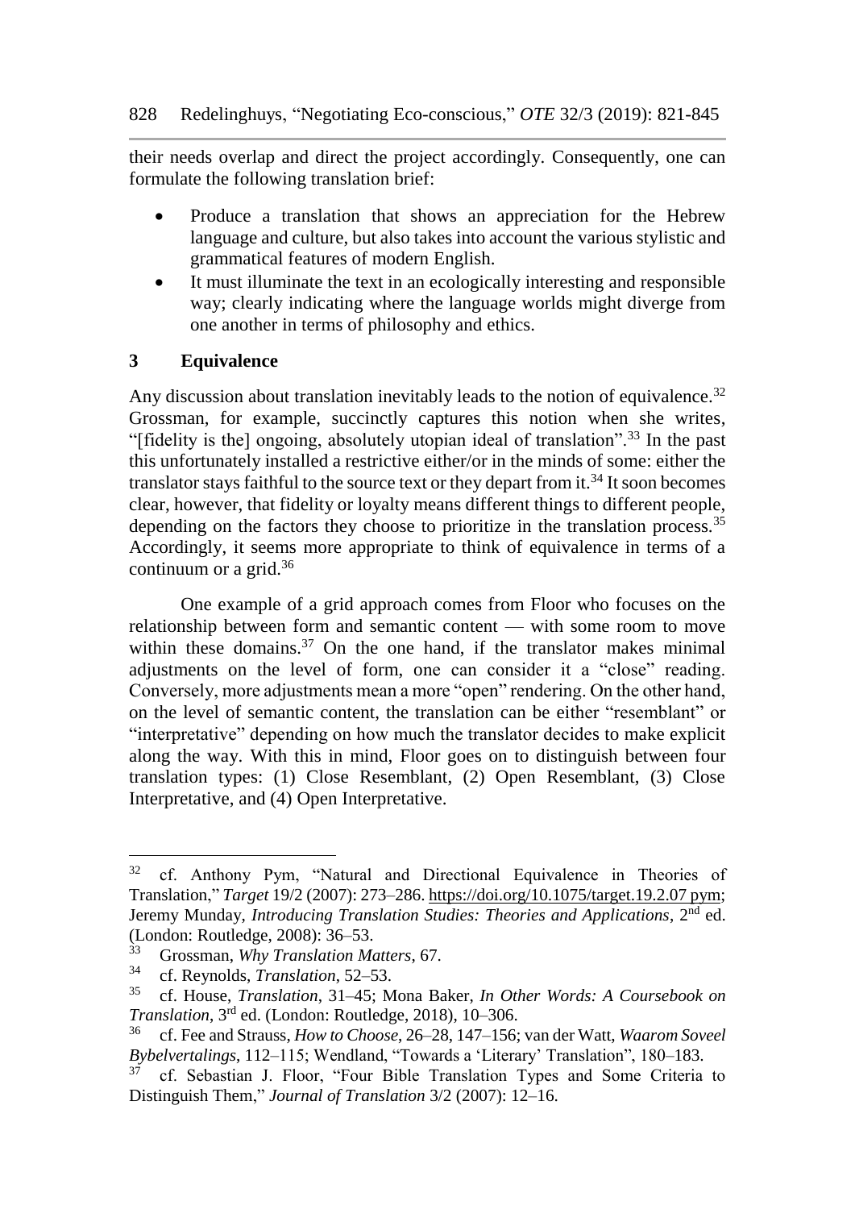their needs overlap and direct the project accordingly. Consequently, one can formulate the following translation brief:

- Produce a translation that shows an appreciation for the Hebrew language and culture, but also takes into account the various stylistic and grammatical features of modern English.
- It must illuminate the text in an ecologically interesting and responsible way; clearly indicating where the language worlds might diverge from one another in terms of philosophy and ethics.

## 3 Equivalence

Any discussion about translation inevitably leads to the notion of equivalence.[32] Grossman, for example, succinctly captures this notion when she writes, "[fidelity is the] ongoing, absolutely utopian ideal of translation".[33] In the past this unfortunately installed a restrictive either/or in the minds of some: either the translator stays faithful to the source text or they depart from it.[34] It soon becomes clear, however, that fidelity or loyalty means different things to different people, depending on the factors they choose to prioritize in the translation process.[35] Accordingly, it seems more appropriate to think of equivalence in terms of a continuum or a grid.[36]

One example of a grid approach comes from Floor who focuses on the relationship between form and semantic content — with some room to move within these domains.[37] On the one hand, if the translator makes minimal adjustments on the level of form, one can consider it a "close" reading. Conversely, more adjustments mean a more "open" rendering. On the other hand, on the level of semantic content, the translation can be either "resemblant" or "interpretative" depending on how much the translator decides to make explicit along the way. With this in mind, Floor goes on to distinguish between four translation types: (1) Close Resemblant, (2) Open Resemblant, (3) Close Interpretative, and (4) Open Interpretative.

---

[32] cf. Anthony Pym, "Natural and Directional Equivalence in Theories of Translation," *Target* 19/2 (2007): 273–286. https://doi.org/10.1075/target.19.2.07 pym; Jeremy Munday, *Introducing Translation Studies: Theories and Applications*, 2nd ed. (London: Routledge, 2008): 36–53.

[33] Grossman, *Why Translation Matters*, 67.

[34] cf. Reynolds, *Translation*, 52–53.

[35] cf. House, *Translation*, 31–45; Mona Baker, *In Other Words: A Coursebook on Translation*, 3rd ed. (London: Routledge, 2018), 10–306.

[36] cf. Fee and Strauss, *How to Choose*, 26–28, 147–156; van der Watt, *Waarom Soveel Bybelvertalings*, 112–115; Wendland, "Towards a 'Literary' Translation", 180–183.

[37] cf. Sebastian J. Floor, "Four Bible Translation Types and Some Criteria to Distinguish Them," *Journal of Translation* 3/2 (2007): 12–16.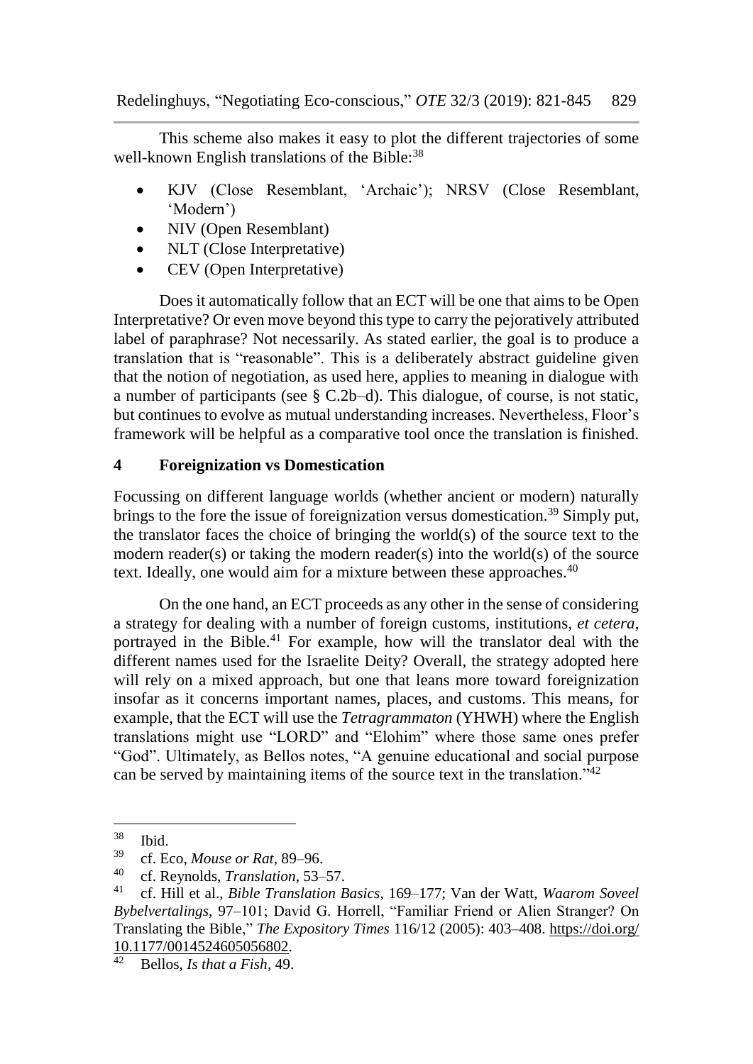This scheme also makes it easy to plot the different trajectories of some well-known English translations of the Bible:[38]

- KJV (Close Resemblant, 'Archaic'); NRSV (Close Resemblant, 'Modern')
- NIV (Open Resemblant)
- NLT (Close Interpretative)
- CEV (Open Interpretative)

Does it automatically follow that an ECT will be one that aims to be Open Interpretative? Or even move beyond this type to carry the pejoratively attributed label of paraphrase? Not necessarily. As stated earlier, the goal is to produce a translation that is "reasonable". This is a deliberately abstract guideline given that the notion of negotiation, as used here, applies to meaning in dialogue with a number of participants (see § C.2b–d). This dialogue, of course, is not static, but continues to evolve as mutual understanding increases. Nevertheless, Floor's framework will be helpful as a comparative tool once the translation is finished.

## 4 Foreignization vs Domestication

Focussing on different language worlds (whether ancient or modern) naturally brings to the fore the issue of foreignization versus domestication.[39] Simply put, the translator faces the choice of bringing the world(s) of the source text to the modern reader(s) or taking the modern reader(s) into the world(s) of the source text. Ideally, one would aim for a mixture between these approaches.[40]

On the one hand, an ECT proceeds as any other in the sense of considering a strategy for dealing with a number of foreign customs, institutions, *et cetera*, portrayed in the Bible.[41] For example, how will the translator deal with the different names used for the Israelite Deity? Overall, the strategy adopted here will rely on a mixed approach, but one that leans more toward foreignization insofar as it concerns important names, places, and customs. This means, for example, that the ECT will use the *Tetragrammaton* (YHWH) where the English translations might use "LORD" and "Elohim" where those same ones prefer "God". Ultimately, as Bellos notes, "A genuine educational and social purpose can be served by maintaining items of the source text in the translation."[42]

---

[38] Ibid.

[39] cf. Eco, *Mouse or Rat*, 89–96.

[40] cf. Reynolds, *Translation*, 53–57.

[41] cf. Hill et al., *Bible Translation Basics*, 169–177; Van der Watt, *Waarom Soveel Bybelvertalings*, 97–101; David G. Horrell, "Familiar Friend or Alien Stranger? On Translating the Bible," *The Expository Times* 116/12 (2005): 403–408. https://doi.org/10.1177/0014524605056802.

[42] Bellos, *Is that a Fish*, 49.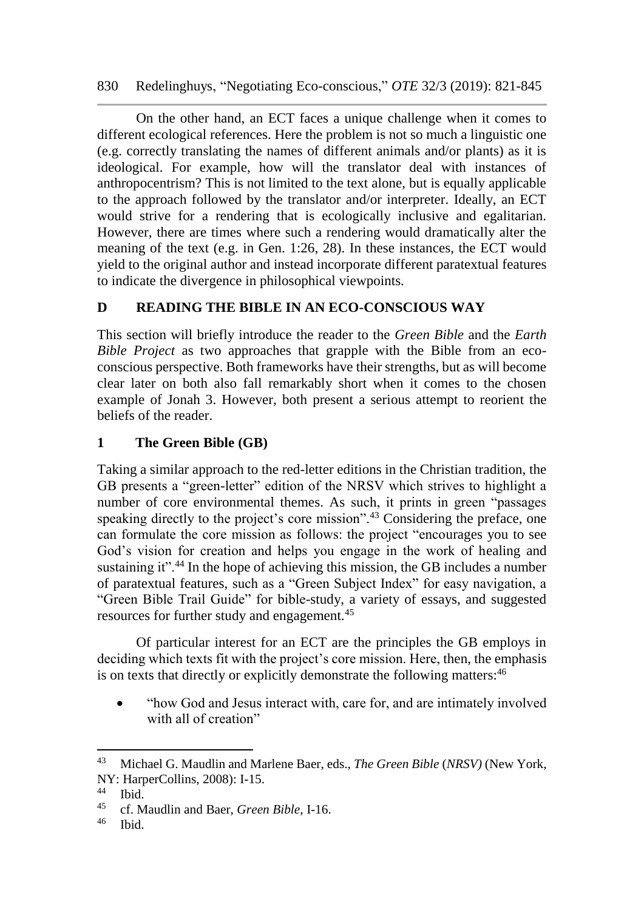On the other hand, an ECT faces a unique challenge when it comes to different ecological references. Here the problem is not so much a linguistic one (e.g. correctly translating the names of different animals and/or plants) as it is ideological. For example, how will the translator deal with instances of anthropocentrism? This is not limited to the text alone, but is equally applicable to the approach followed by the translator and/or interpreter. Ideally, an ECT would strive for a rendering that is ecologically inclusive and egalitarian. However, there are times where such a rendering would dramatically alter the meaning of the text (e.g. in Gen. 1:26, 28). In these instances, the ECT would yield to the original author and instead incorporate different paratextual features to indicate the divergence in philosophical viewpoints.

## D READING THE BIBLE IN AN ECO-CONSCIOUS WAY

This section will briefly introduce the reader to the *Green Bible* and the *Earth Bible Project* as two approaches that grapple with the Bible from an eco-conscious perspective. Both frameworks have their strengths, but as will become clear later on both also fall remarkably short when it comes to the chosen example of Jonah 3. However, both present a serious attempt to reorient the beliefs of the reader.

### 1 The Green Bible (GB)

Taking a similar approach to the red-letter editions in the Christian tradition, the GB presents a "green-letter" edition of the NRSV which strives to highlight a number of core environmental themes. As such, it prints in green "passages speaking directly to the project's core mission".[43] Considering the preface, one can formulate the core mission as follows: the project "encourages you to see God's vision for creation and helps you engage in the work of healing and sustaining it".[44] In the hope of achieving this mission, the GB includes a number of paratextual features, such as a "Green Subject Index" for easy navigation, a "Green Bible Trail Guide" for bible-study, a variety of essays, and suggested resources for further study and engagement.[45]

Of particular interest for an ECT are the principles the GB employs in deciding which texts fit with the project's core mission. Here, then, the emphasis is on texts that directly or explicitly demonstrate the following matters:[46]

- "how God and Jesus interact with, care for, and are intimately involved with all of creation"

---

[43] Michael G. Maudlin and Marlene Baer, eds., *The Green Bible* (*NRSV)* (New York, NY: HarperCollins, 2008): I-15.

[44] Ibid.

[45] cf. Maudlin and Baer, *Green Bible*, I-16.

[46] Ibid.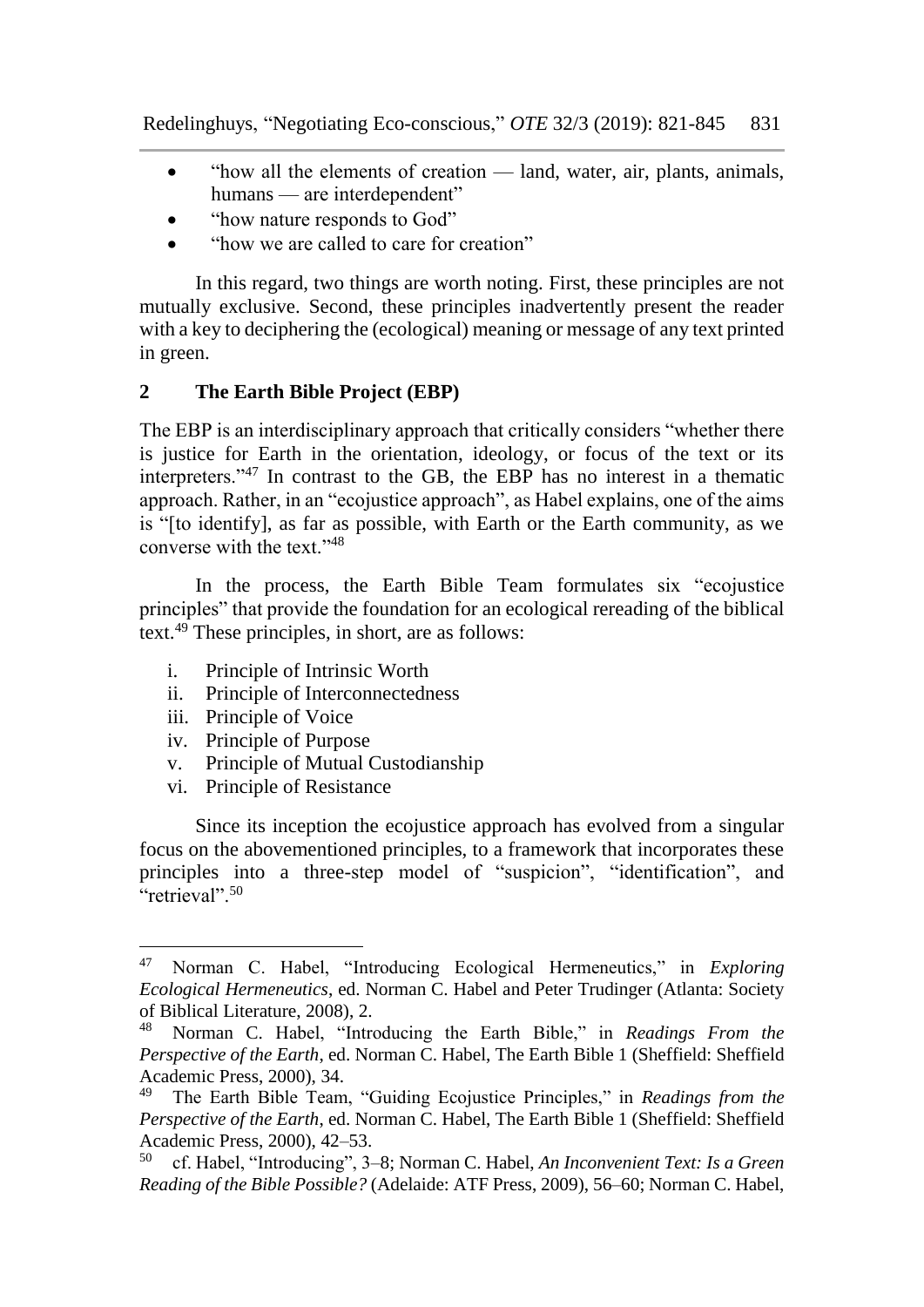- "how all the elements of creation — land, water, air, plants, animals, humans — are interdependent"
- "how nature responds to God"
- "how we are called to care for creation"

In this regard, two things are worth noting. First, these principles are not mutually exclusive. Second, these principles inadvertently present the reader with a key to deciphering the (ecological) meaning or message of any text printed in green.

## 2 The Earth Bible Project (EBP)

The EBP is an interdisciplinary approach that critically considers "whether there is justice for Earth in the orientation, ideology, or focus of the text or its interpreters."[47] In contrast to the GB, the EBP has no interest in a thematic approach. Rather, in an "ecojustice approach", as Habel explains, one of the aims is "[to identify], as far as possible, with Earth or the Earth community, as we converse with the text."[48]

In the process, the Earth Bible Team formulates six "ecojustice principles" that provide the foundation for an ecological rereading of the biblical text.[49] These principles, in short, are as follows:

i. Principle of Intrinsic Worth
ii. Principle of Interconnectedness
iii. Principle of Voice
iv. Principle of Purpose
v. Principle of Mutual Custodianship
vi. Principle of Resistance

Since its inception the ecojustice approach has evolved from a singular focus on the abovementioned principles, to a framework that incorporates these principles into a three-step model of "suspicion", "identification", and "retrieval".[50]

---

[47] Norman C. Habel, "Introducing Ecological Hermeneutics," in *Exploring Ecological Hermeneutics*, ed. Norman C. Habel and Peter Trudinger (Atlanta: Society of Biblical Literature, 2008), 2.

[48] Norman C. Habel, "Introducing the Earth Bible," in *Readings From the Perspective of the Earth*, ed. Norman C. Habel, The Earth Bible 1 (Sheffield: Sheffield Academic Press, 2000), 34.

[49] The Earth Bible Team, "Guiding Ecojustice Principles," in *Readings from the Perspective of the Earth*, ed. Norman C. Habel, The Earth Bible 1 (Sheffield: Sheffield Academic Press, 2000), 42–53.

[50] cf. Habel, "Introducing", 3–8; Norman C. Habel, *An Inconvenient Text: Is a Green Reading of the Bible Possible?* (Adelaide: ATF Press, 2009), 56–60; Norman C. Habel,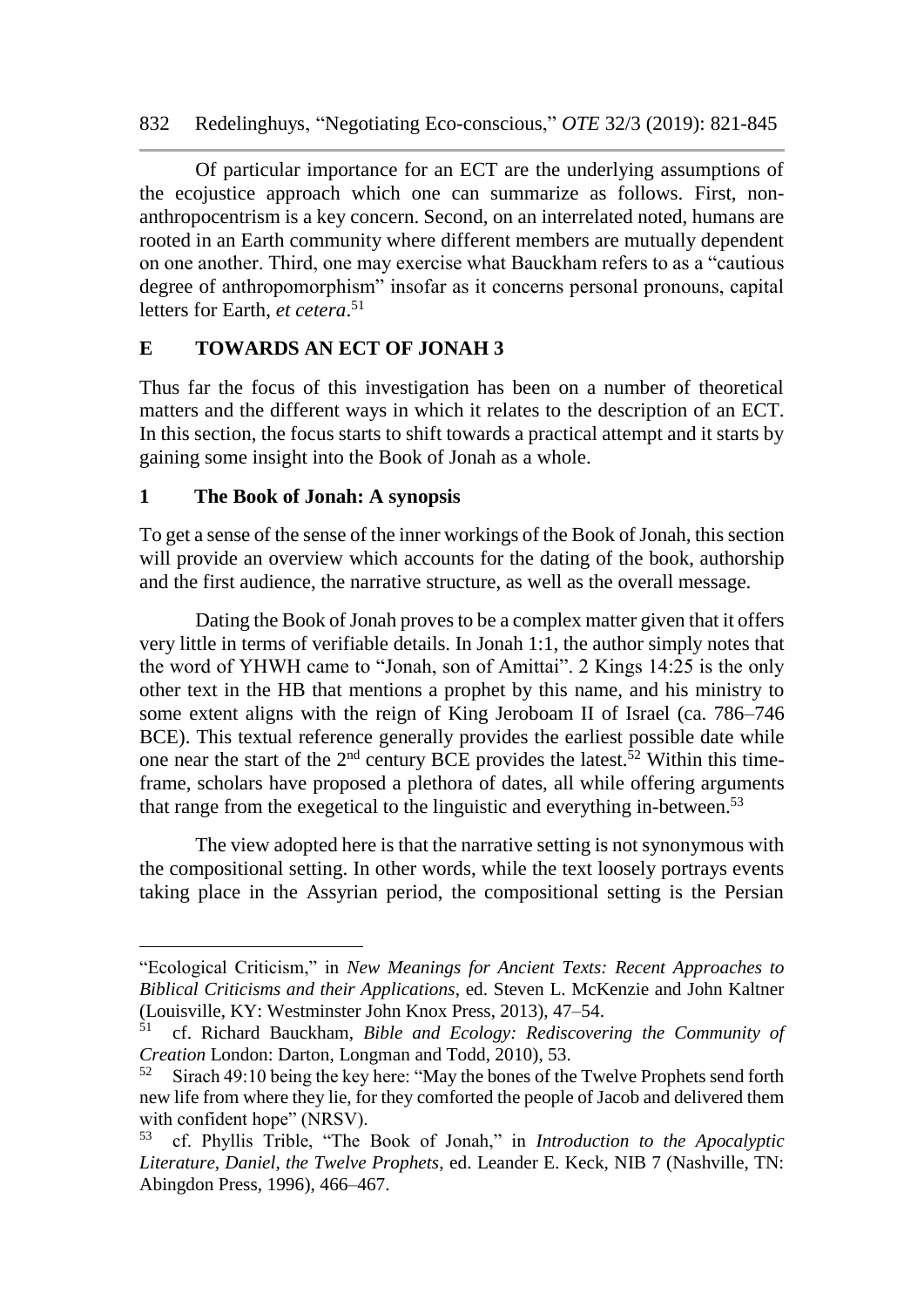Of particular importance for an ECT are the underlying assumptions of the ecojustice approach which one can summarize as follows. First, non-anthropocentrism is a key concern. Second, on an interrelated noted, humans are rooted in an Earth community where different members are mutually dependent on one another. Third, one may exercise what Bauckham refers to as a "cautious degree of anthropomorphism" insofar as it concerns personal pronouns, capital letters for Earth, *et cetera*.[51]

## E TOWARDS AN ECT OF JONAH 3

Thus far the focus of this investigation has been on a number of theoretical matters and the different ways in which it relates to the description of an ECT. In this section, the focus starts to shift towards a practical attempt and it starts by gaining some insight into the Book of Jonah as a whole.

### 1 The Book of Jonah: A synopsis

To get a sense of the sense of the inner workings of the Book of Jonah, this section will provide an overview which accounts for the dating of the book, authorship and the first audience, the narrative structure, as well as the overall message.

Dating the Book of Jonah proves to be a complex matter given that it offers very little in terms of verifiable details. In Jonah 1:1, the author simply notes that the word of YHWH came to "Jonah, son of Amittai". 2 Kings 14:25 is the only other text in the HB that mentions a prophet by this name, and his ministry to some extent aligns with the reign of King Jeroboam II of Israel (ca. 786–746 BCE). This textual reference generally provides the earliest possible date while one near the start of the 2nd century BCE provides the latest.[52] Within this time-frame, scholars have proposed a plethora of dates, all while offering arguments that range from the exegetical to the linguistic and everything in-between.[53]

The view adopted here is that the narrative setting is not synonymous with the compositional setting. In other words, while the text loosely portrays events taking place in the Assyrian period, the compositional setting is the Persian

---

"Ecological Criticism," in *New Meanings for Ancient Texts: Recent Approaches to Biblical Criticisms and their Applications*, ed. Steven L. McKenzie and John Kaltner (Louisville, KY: Westminster John Knox Press, 2013), 47–54.

[51] cf. Richard Bauckham, *Bible and Ecology: Rediscovering the Community of Creation* London: Darton, Longman and Todd, 2010), 53.

[52] Sirach 49:10 being the key here: "May the bones of the Twelve Prophets send forth new life from where they lie, for they comforted the people of Jacob and delivered them with confident hope" (NRSV).

[53] cf. Phyllis Trible, "The Book of Jonah," in *Introduction to the Apocalyptic Literature, Daniel, the Twelve Prophets*, ed. Leander E. Keck, NIB 7 (Nashville, TN: Abingdon Press, 1996), 466–467.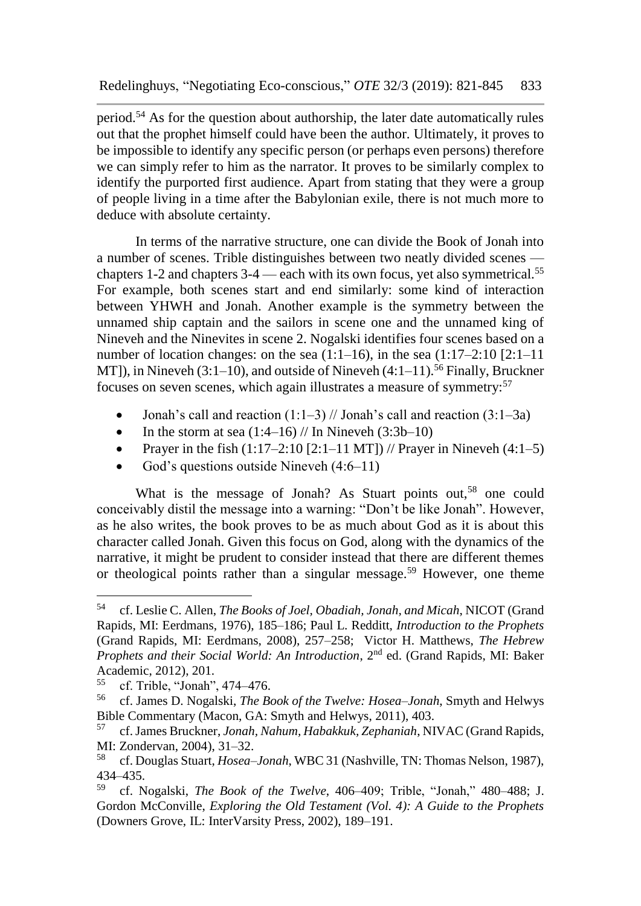period.[54] As for the question about authorship, the later date automatically rules out that the prophet himself could have been the author. Ultimately, it proves to be impossible to identify any specific person (or perhaps even persons) therefore we can simply refer to him as the narrator. It proves to be similarly complex to identify the purported first audience. Apart from stating that they were a group of people living in a time after the Babylonian exile, there is not much more to deduce with absolute certainty.

In terms of the narrative structure, one can divide the Book of Jonah into a number of scenes. Trible distinguishes between two neatly divided scenes — chapters 1-2 and chapters 3-4 — each with its own focus, yet also symmetrical.[55] For example, both scenes start and end similarly: some kind of interaction between YHWH and Jonah. Another example is the symmetry between the unnamed ship captain and the sailors in scene one and the unnamed king of Nineveh and the Ninevites in scene 2. Nogalski identifies four scenes based on a number of location changes: on the sea (1:1–16), in the sea (1:17–2:10 [2:1–11 MT]), in Nineveh (3:1–10), and outside of Nineveh (4:1–11).[56] Finally, Bruckner focuses on seven scenes, which again illustrates a measure of symmetry:[57]

- Jonah's call and reaction (1:1–3) // Jonah's call and reaction (3:1–3a)
- In the storm at sea (1:4–16) // In Nineveh (3:3b–10)
- Prayer in the fish (1:17–2:10 [2:1–11 MT]) // Prayer in Nineveh (4:1–5)
- God's questions outside Nineveh (4:6–11)

What is the message of Jonah? As Stuart points out,[58] one could conceivably distil the message into a warning: "Don't be like Jonah". However, as he also writes, the book proves to be as much about God as it is about this character called Jonah. Given this focus on God, along with the dynamics of the narrative, it might be prudent to consider instead that there are different themes or theological points rather than a singular message.[59] However, one theme

---

[54] cf. Leslie C. Allen, *The Books of Joel, Obadiah, Jonah, and Micah*, NICOT (Grand Rapids, MI: Eerdmans, 1976), 185–186; Paul L. Redditt, *Introduction to the Prophets* (Grand Rapids, MI: Eerdmans, 2008), 257–258; Victor H. Matthews, *The Hebrew Prophets and their Social World: An Introduction*, 2nd ed. (Grand Rapids, MI: Baker Academic, 2012), 201.

[55] cf. Trible, "Jonah", 474–476.

[56] cf. James D. Nogalski, *The Book of the Twelve: Hosea–Jonah*, Smyth and Helwys Bible Commentary (Macon, GA: Smyth and Helwys, 2011), 403.

[57] cf. James Bruckner, *Jonah, Nahum, Habakkuk, Zephaniah*, NIVAC (Grand Rapids, MI: Zondervan, 2004), 31–32.

[58] cf. Douglas Stuart, *Hosea–Jonah*, WBC 31 (Nashville, TN: Thomas Nelson, 1987), 434–435.

[59] cf. Nogalski, *The Book of the Twelve*, 406–409; Trible, "Jonah," 480–488; J. Gordon McConville, *Exploring the Old Testament (Vol. 4): A Guide to the Prophets* (Downers Grove, IL: InterVarsity Press, 2002), 189–191.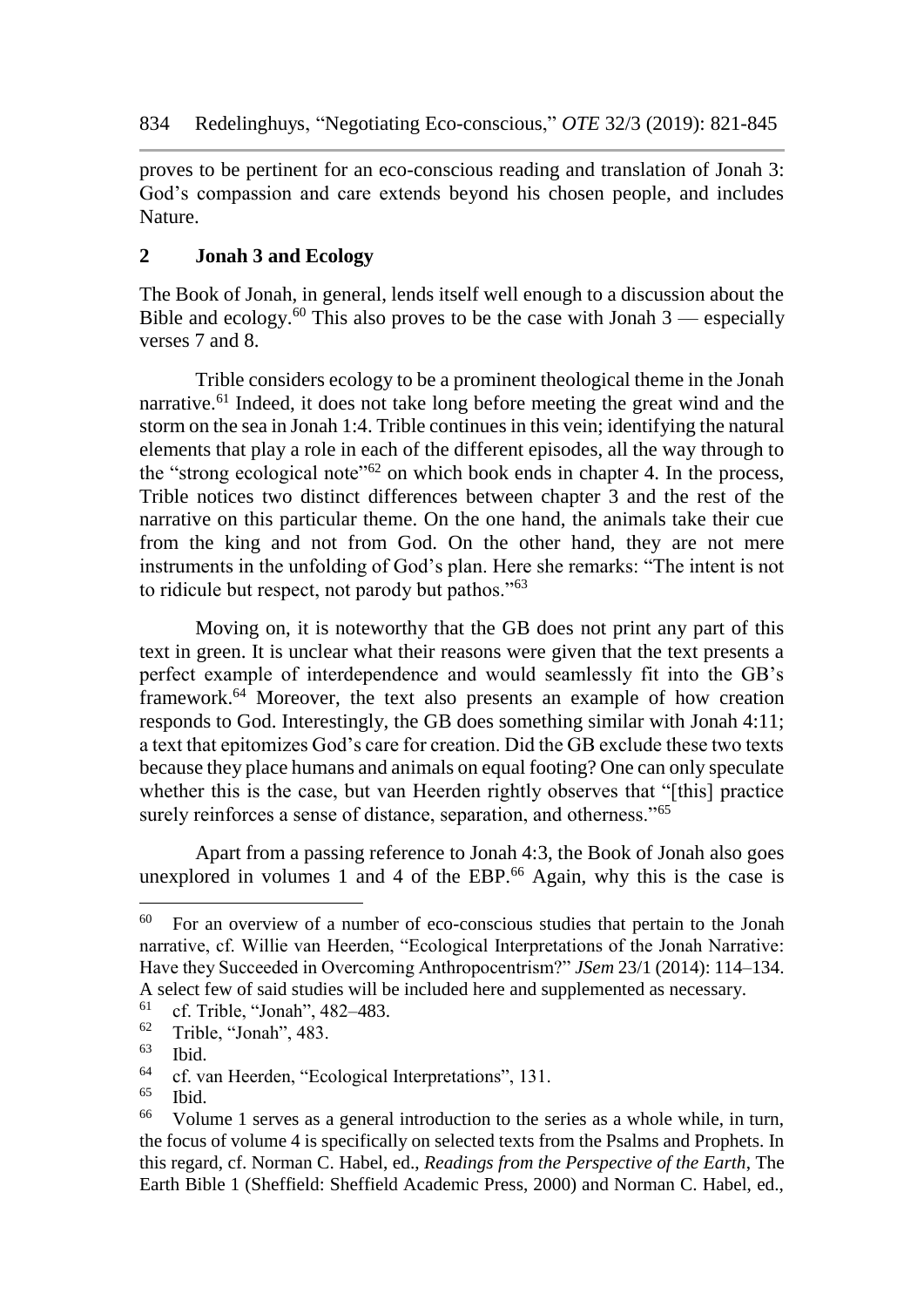proves to be pertinent for an eco-conscious reading and translation of Jonah 3: God's compassion and care extends beyond his chosen people, and includes Nature.

## 2 Jonah 3 and Ecology

The Book of Jonah, in general, lends itself well enough to a discussion about the Bible and ecology.[60] This also proves to be the case with Jonah 3 — especially verses 7 and 8.

Trible considers ecology to be a prominent theological theme in the Jonah narrative.[61] Indeed, it does not take long before meeting the great wind and the storm on the sea in Jonah 1:4. Trible continues in this vein; identifying the natural elements that play a role in each of the different episodes, all the way through to the "strong ecological note"[62] on which book ends in chapter 4. In the process, Trible notices two distinct differences between chapter 3 and the rest of the narrative on this particular theme. On the one hand, the animals take their cue from the king and not from God. On the other hand, they are not mere instruments in the unfolding of God's plan. Here she remarks: "The intent is not to ridicule but respect, not parody but pathos."[63]

Moving on, it is noteworthy that the GB does not print any part of this text in green. It is unclear what their reasons were given that the text presents a perfect example of interdependence and would seamlessly fit into the GB's framework.[64] Moreover, the text also presents an example of how creation responds to God. Interestingly, the GB does something similar with Jonah 4:11; a text that epitomizes God's care for creation. Did the GB exclude these two texts because they place humans and animals on equal footing? One can only speculate whether this is the case, but van Heerden rightly observes that "[this] practice surely reinforces a sense of distance, separation, and otherness."[65]

Apart from a passing reference to Jonah 4:3, the Book of Jonah also goes unexplored in volumes 1 and 4 of the EBP.[66] Again, why this is the case is

---

[60] For an overview of a number of eco-conscious studies that pertain to the Jonah narrative, cf. Willie van Heerden, "Ecological Interpretations of the Jonah Narrative: Have they Succeeded in Overcoming Anthropocentrism?" *JSem* 23/1 (2014): 114–134. A select few of said studies will be included here and supplemented as necessary.

[61] cf. Trible, "Jonah", 482–483.

[62] Trible, "Jonah", 483.

[63] Ibid.

[64] cf. van Heerden, "Ecological Interpretations", 131.

[65] Ibid.

[66] Volume 1 serves as a general introduction to the series as a whole while, in turn, the focus of volume 4 is specifically on selected texts from the Psalms and Prophets. In this regard, cf. Norman C. Habel, ed., *Readings from the Perspective of the Earth*, The Earth Bible 1 (Sheffield: Sheffield Academic Press, 2000) and Norman C. Habel, ed.,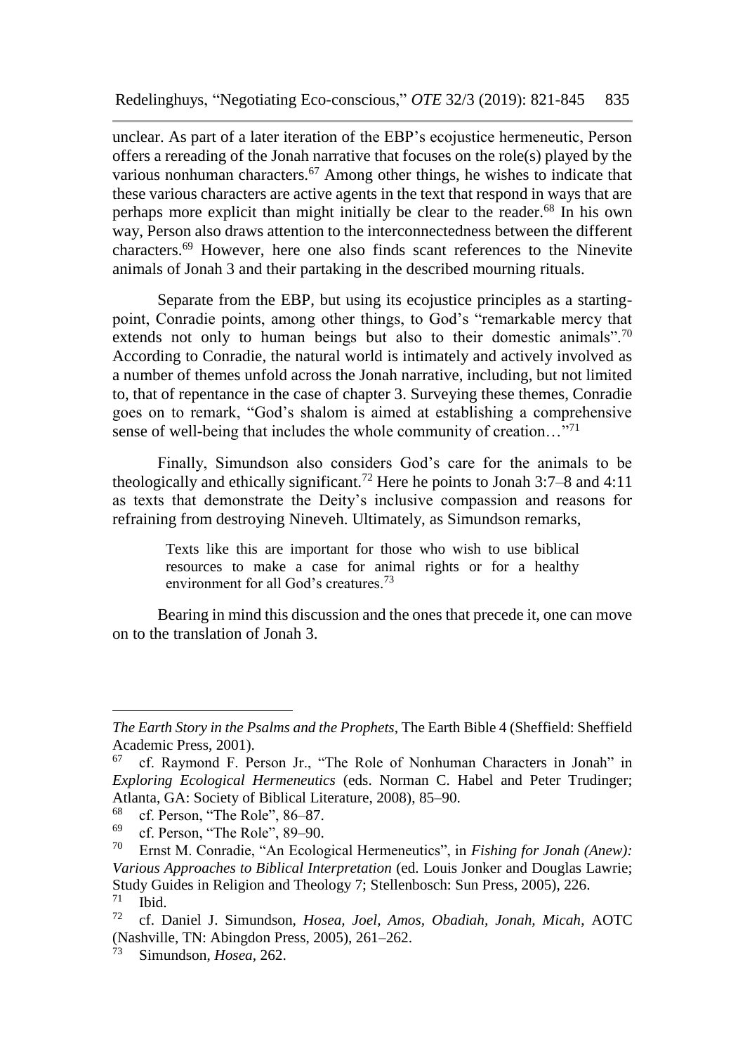unclear. As part of a later iteration of the EBP's ecojustice hermeneutic, Person offers a rereading of the Jonah narrative that focuses on the role(s) played by the various nonhuman characters.[67] Among other things, he wishes to indicate that these various characters are active agents in the text that respond in ways that are perhaps more explicit than might initially be clear to the reader.[68] In his own way, Person also draws attention to the interconnectedness between the different characters.[69] However, here one also finds scant references to the Ninevite animals of Jonah 3 and their partaking in the described mourning rituals.

Separate from the EBP, but using its ecojustice principles as a starting-point, Conradie points, among other things, to God's "remarkable mercy that extends not only to human beings but also to their domestic animals".[70] According to Conradie, the natural world is intimately and actively involved as a number of themes unfold across the Jonah narrative, including, but not limited to, that of repentance in the case of chapter 3. Surveying these themes, Conradie goes on to remark, "God's shalom is aimed at establishing a comprehensive sense of well-being that includes the whole community of creation…"[71]

Finally, Simundson also considers God's care for the animals to be theologically and ethically significant.[72] Here he points to Jonah 3:7–8 and 4:11 as texts that demonstrate the Deity's inclusive compassion and reasons for refraining from destroying Nineveh. Ultimately, as Simundson remarks,

> Texts like this are important for those who wish to use biblical resources to make a case for animal rights or for a healthy environment for all God's creatures.[73]

Bearing in mind this discussion and the ones that precede it, one can move on to the translation of Jonah 3.

---

*The Earth Story in the Psalms and the Prophets*, The Earth Bible 4 (Sheffield: Sheffield Academic Press, 2001).

[67] cf. Raymond F. Person Jr., "The Role of Nonhuman Characters in Jonah" in *Exploring Ecological Hermeneutics* (eds. Norman C. Habel and Peter Trudinger; Atlanta, GA: Society of Biblical Literature, 2008), 85–90.

[68] cf. Person, "The Role", 86–87.

[69] cf. Person, "The Role", 89–90.

[70] Ernst M. Conradie, "An Ecological Hermeneutics", in *Fishing for Jonah (Anew): Various Approaches to Biblical Interpretation* (ed. Louis Jonker and Douglas Lawrie; Study Guides in Religion and Theology 7; Stellenbosch: Sun Press, 2005), 226.

[71] Ibid.

[72] cf. Daniel J. Simundson, *Hosea, Joel, Amos, Obadiah, Jonah, Micah*, AOTC (Nashville, TN: Abingdon Press, 2005), 261–262.

[73] Simundson, *Hosea*, 262.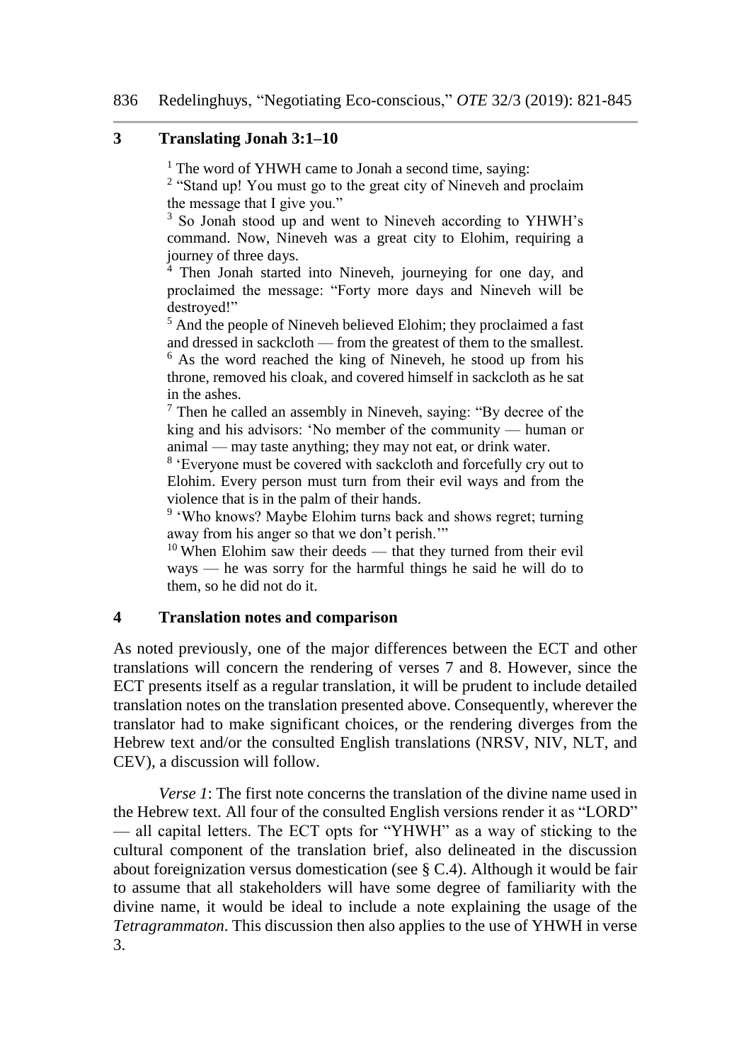## 3 Translating Jonah 3:1–10

[1] The word of YHWH came to Jonah a second time, saying:
[2] "Stand up! You must go to the great city of Nineveh and proclaim the message that I give you."
[3] So Jonah stood up and went to Nineveh according to YHWH's command. Now, Nineveh was a great city to Elohim, requiring a journey of three days.
[4] Then Jonah started into Nineveh, journeying for one day, and proclaimed the message: "Forty more days and Nineveh will be destroyed!"
[5] And the people of Nineveh believed Elohim; they proclaimed a fast and dressed in sackcloth — from the greatest of them to the smallest.
[6] As the word reached the king of Nineveh, he stood up from his throne, removed his cloak, and covered himself in sackcloth as he sat in the ashes.
[7] Then he called an assembly in Nineveh, saying: "By decree of the king and his advisors: 'No member of the community — human or animal — may taste anything; they may not eat, or drink water.
[8] 'Everyone must be covered with sackcloth and forcefully cry out to Elohim. Every person must turn from their evil ways and from the violence that is in the palm of their hands.
[9] 'Who knows? Maybe Elohim turns back and shows regret; turning away from his anger so that we don't perish.'"
[10] When Elohim saw their deeds — that they turned from their evil ways — he was sorry for the harmful things he said he will do to them, so he did not do it.

## 4 Translation notes and comparison

As noted previously, one of the major differences between the ECT and other translations will concern the rendering of verses 7 and 8. However, since the ECT presents itself as a regular translation, it will be prudent to include detailed translation notes on the translation presented above. Consequently, wherever the translator had to make significant choices, or the rendering diverges from the Hebrew text and/or the consulted English translations (NRSV, NIV, NLT, and CEV), a discussion will follow.

*Verse 1*: The first note concerns the translation of the divine name used in the Hebrew text. All four of the consulted English versions render it as "LORD" — all capital letters. The ECT opts for "YHWH" as a way of sticking to the cultural component of the translation brief, also delineated in the discussion about foreignization versus domestication (see § C.4). Although it would be fair to assume that all stakeholders will have some degree of familiarity with the divine name, it would be ideal to include a note explaining the usage of the *Tetragrammaton*. This discussion then also applies to the use of YHWH in verse 3.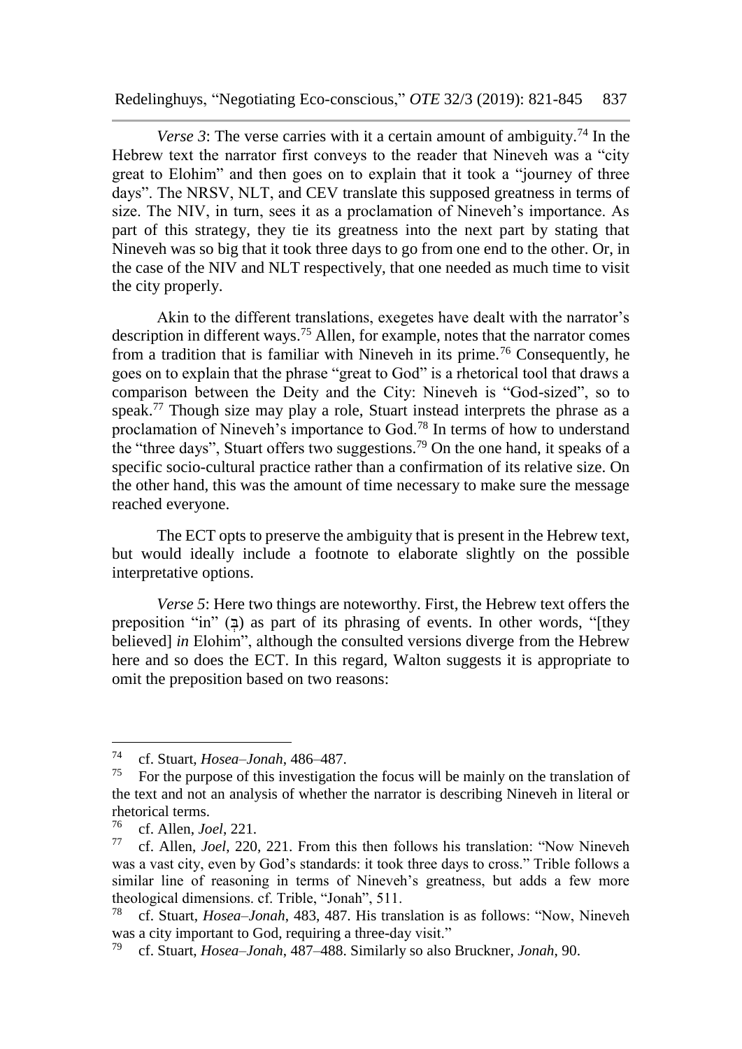*Verse 3*: The verse carries with it a certain amount of ambiguity.[74] In the Hebrew text the narrator first conveys to the reader that Nineveh was a "city great to Elohim" and then goes on to explain that it took a "journey of three days". The NRSV, NLT, and CEV translate this supposed greatness in terms of size. The NIV, in turn, sees it as a proclamation of Nineveh's importance. As part of this strategy, they tie its greatness into the next part by stating that Nineveh was so big that it took three days to go from one end to the other. Or, in the case of the NIV and NLT respectively, that one needed as much time to visit the city properly.

Akin to the different translations, exegetes have dealt with the narrator's description in different ways.[75] Allen, for example, notes that the narrator comes from a tradition that is familiar with Nineveh in its prime.[76] Consequently, he goes on to explain that the phrase "great to God" is a rhetorical tool that draws a comparison between the Deity and the City: Nineveh is "God-sized", so to speak.[77] Though size may play a role, Stuart instead interprets the phrase as a proclamation of Nineveh's importance to God.[78] In terms of how to understand the "three days", Stuart offers two suggestions.[79] On the one hand, it speaks of a specific socio-cultural practice rather than a confirmation of its relative size. On the other hand, this was the amount of time necessary to make sure the message reached everyone.

The ECT opts to preserve the ambiguity that is present in the Hebrew text, but would ideally include a footnote to elaborate slightly on the possible interpretative options.

*Verse 5*: Here two things are noteworthy. First, the Hebrew text offers the preposition "in" (בְּ) as part of its phrasing of events. In other words, "[they believed] *in* Elohim", although the consulted versions diverge from the Hebrew here and so does the ECT. In this regard, Walton suggests it is appropriate to omit the preposition based on two reasons:

---

[74] cf. Stuart, *Hosea–Jonah*, 486–487.

[75] For the purpose of this investigation the focus will be mainly on the translation of the text and not an analysis of whether the narrator is describing Nineveh in literal or rhetorical terms.

[76] cf. Allen, *Joel*, 221.

[77] cf. Allen, *Joel*, 220, 221. From this then follows his translation: "Now Nineveh was a vast city, even by God's standards: it took three days to cross." Trible follows a similar line of reasoning in terms of Nineveh's greatness, but adds a few more theological dimensions. cf. Trible, "Jonah", 511.

[78] cf. Stuart, *Hosea–Jonah*, 483, 487. His translation is as follows: "Now, Nineveh was a city important to God, requiring a three-day visit."

[79] cf. Stuart, *Hosea–Jonah*, 487–488. Similarly so also Bruckner, *Jonah*, 90.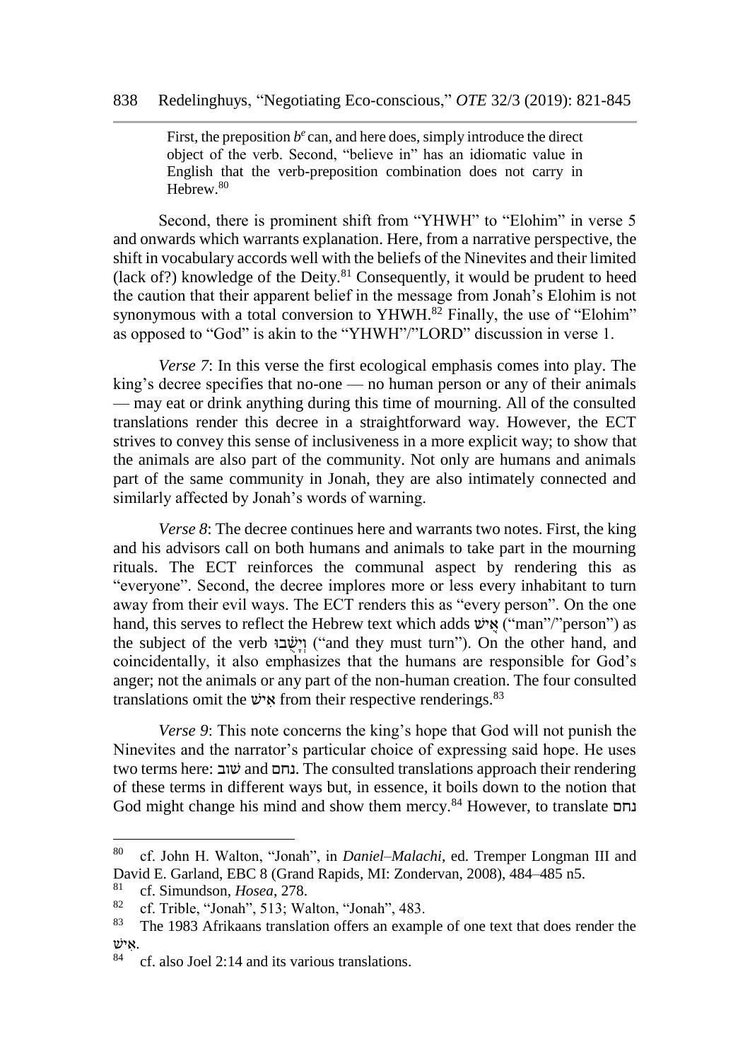> First, the preposition $b^e$ can, and here does, simply introduce the direct object of the verb. Second, "believe in" has an idiomatic value in English that the verb-preposition combination does not carry in Hebrew.[80]

Second, there is prominent shift from "YHWH" to "Elohim" in verse 5 and onwards which warrants explanation. Here, from a narrative perspective, the shift in vocabulary accords well with the beliefs of the Ninevites and their limited (lack of?) knowledge of the Deity.[81] Consequently, it would be prudent to heed the caution that their apparent belief in the message from Jonah's Elohim is not synonymous with a total conversion to YHWH.[82] Finally, the use of "Elohim" as opposed to "God" is akin to the "YHWH"/"LORD" discussion in verse 1.

*Verse 7*: In this verse the first ecological emphasis comes into play. The king's decree specifies that no-one — no human person or any of their animals — may eat or drink anything during this time of mourning. All of the consulted translations render this decree in a straightforward way. However, the ECT strives to convey this sense of inclusiveness in a more explicit way; to show that the animals are also part of the community. Not only are humans and animals part of the same community in Jonah, they are also intimately connected and similarly affected by Jonah's words of warning.

*Verse 8*: The decree continues here and warrants two notes. First, the king and his advisors call on both humans and animals to take part in the mourning rituals. The ECT reinforces the communal aspect by rendering this as "everyone". Second, the decree implores more or less every inhabitant to turn away from their evil ways. The ECT renders this as "every person". On the one hand, this serves to reflect the Hebrew text which adds אִישׁ ("man"/"person") as the subject of the verb וְיָשֻׁבוּ ("and they must turn"). On the other hand, and coincidentally, it also emphasizes that the humans are responsible for God's anger; not the animals or any part of the non-human creation. The four consulted translations omit the אִישׁ from their respective renderings.[83]

*Verse 9*: This note concerns the king's hope that God will not punish the Ninevites and the narrator's particular choice of expressing said hope. He uses two terms here: שׁוב and נחם. The consulted translations approach their rendering of these terms in different ways but, in essence, it boils down to the notion that God might change his mind and show them mercy.[84] However, to translate נחם

---

[80] cf. John H. Walton, "Jonah", in *Daniel–Malachi*, ed. Tremper Longman III and David E. Garland, EBC 8 (Grand Rapids, MI: Zondervan, 2008), 484–485 n5.

[81] cf. Simundson, *Hosea*, 278.

[82] cf. Trible, "Jonah", 513; Walton, "Jonah", 483.

[83] The 1983 Afrikaans translation offers an example of one text that does render the אִישׁ.

[84] cf. also Joel 2:14 and its various translations.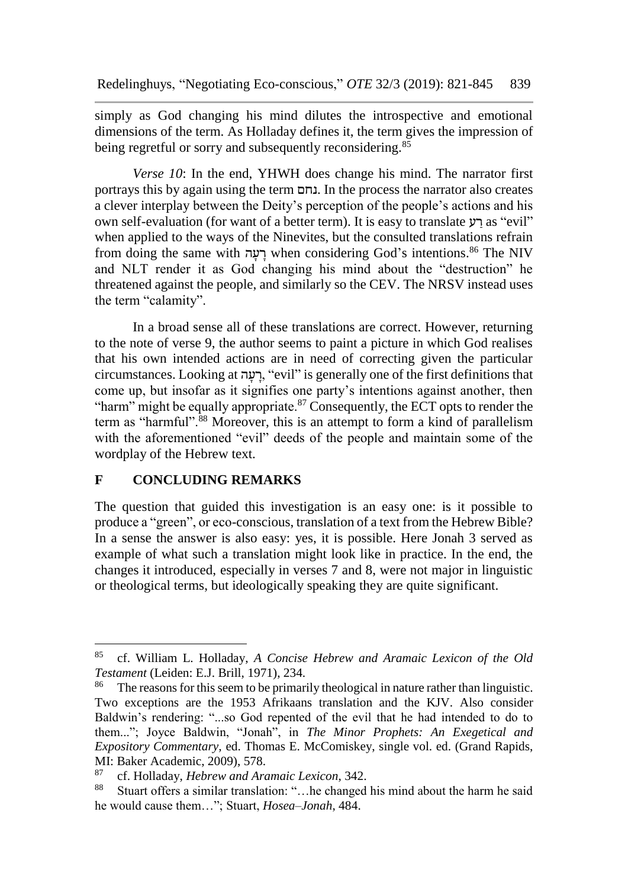simply as God changing his mind dilutes the introspective and emotional dimensions of the term. As Holladay defines it, the term gives the impression of being regretful or sorry and subsequently reconsidering.[85]

*Verse 10*: In the end, YHWH does change his mind. The narrator first portrays this by again using the term נחם. In the process the narrator also creates a clever interplay between the Deity's perception of the people's actions and his own self-evaluation (for want of a better term). It is easy to translate רַע as "evil" when applied to the ways of the Ninevites, but the consulted translations refrain from doing the same with רָעָה when considering God's intentions.[86] The NIV and NLT render it as God changing his mind about the "destruction" he threatened against the people, and similarly so the CEV. The NRSV instead uses the term "calamity".

In a broad sense all of these translations are correct. However, returning to the note of verse 9, the author seems to paint a picture in which God realises that his own intended actions are in need of correcting given the particular circumstances. Looking at רָעָה, "evil" is generally one of the first definitions that come up, but insofar as it signifies one party's intentions against another, then "harm" might be equally appropriate.[87] Consequently, the ECT opts to render the term as "harmful".[88] Moreover, this is an attempt to form a kind of parallelism with the aforementioned "evil" deeds of the people and maintain some of the wordplay of the Hebrew text.

## F CONCLUDING REMARKS

The question that guided this investigation is an easy one: is it possible to produce a "green", or eco-conscious, translation of a text from the Hebrew Bible? In a sense the answer is also easy: yes, it is possible. Here Jonah 3 served as example of what such a translation might look like in practice. In the end, the changes it introduced, especially in verses 7 and 8, were not major in linguistic or theological terms, but ideologically speaking they are quite significant.

---

[85] cf. William L. Holladay, *A Concise Hebrew and Aramaic Lexicon of the Old Testament* (Leiden: E.J. Brill, 1971), 234.

[86] The reasons for this seem to be primarily theological in nature rather than linguistic. Two exceptions are the 1953 Afrikaans translation and the KJV. Also consider Baldwin's rendering: "...so God repented of the evil that he had intended to do to them..."; Joyce Baldwin, "Jonah", in *The Minor Prophets: An Exegetical and Expository Commentary*, ed. Thomas E. McComiskey, single vol. ed. (Grand Rapids, MI: Baker Academic, 2009), 578.

[87] cf. Holladay, *Hebrew and Aramaic Lexicon*, 342.

[88] Stuart offers a similar translation: "…he changed his mind about the harm he said he would cause them…"; Stuart, *Hosea–Jonah*, 484.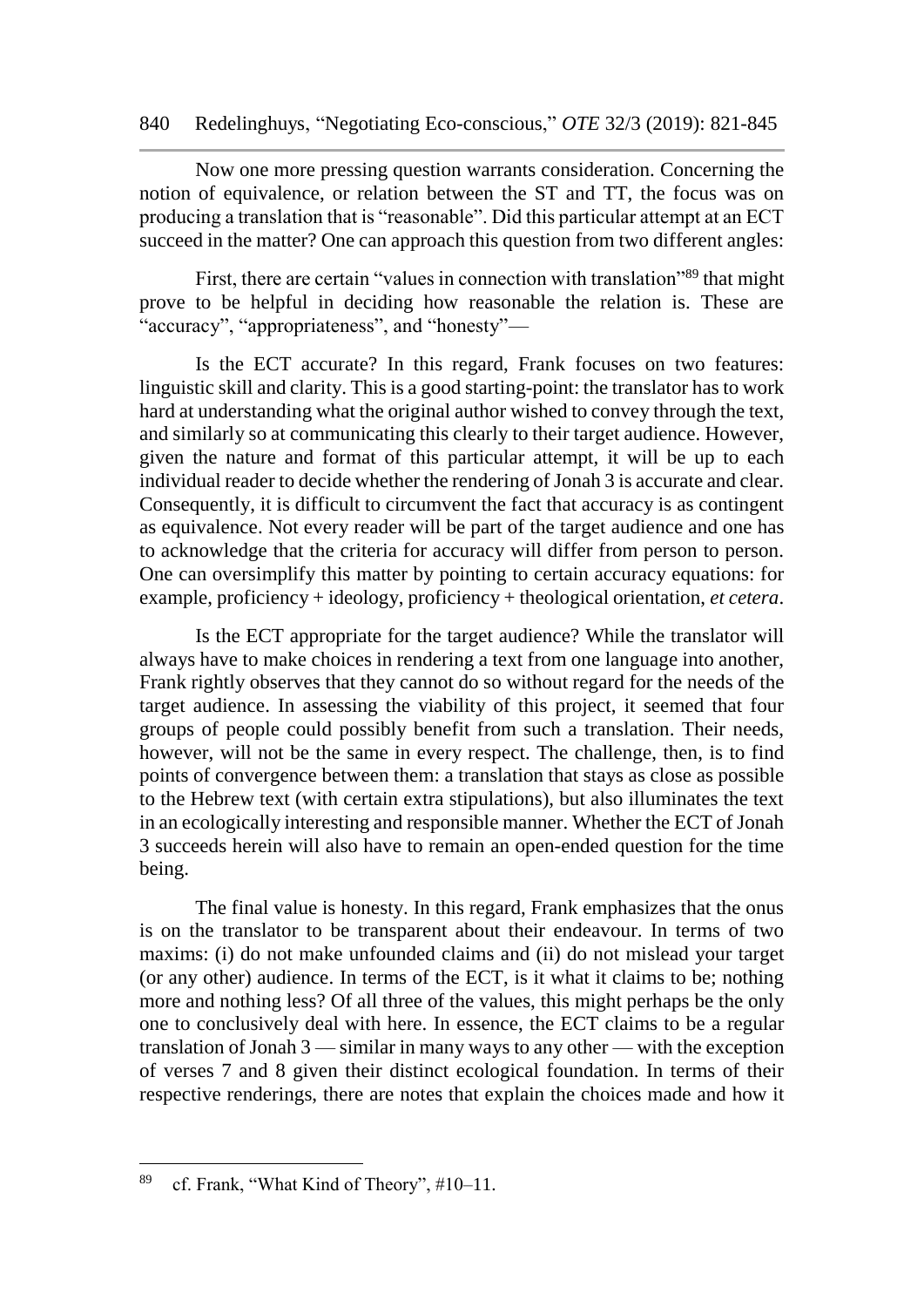Now one more pressing question warrants consideration. Concerning the notion of equivalence, or relation between the ST and TT, the focus was on producing a translation that is "reasonable". Did this particular attempt at an ECT succeed in the matter? One can approach this question from two different angles:

First, there are certain "values in connection with translation"[89] that might prove to be helpful in deciding how reasonable the relation is. These are "accuracy", "appropriateness", and "honesty"—

Is the ECT accurate? In this regard, Frank focuses on two features: linguistic skill and clarity. This is a good starting-point: the translator has to work hard at understanding what the original author wished to convey through the text, and similarly so at communicating this clearly to their target audience. However, given the nature and format of this particular attempt, it will be up to each individual reader to decide whether the rendering of Jonah 3 is accurate and clear. Consequently, it is difficult to circumvent the fact that accuracy is as contingent as equivalence. Not every reader will be part of the target audience and one has to acknowledge that the criteria for accuracy will differ from person to person. One can oversimplify this matter by pointing to certain accuracy equations: for example, proficiency + ideology, proficiency + theological orientation, *et cetera*.

Is the ECT appropriate for the target audience? While the translator will always have to make choices in rendering a text from one language into another, Frank rightly observes that they cannot do so without regard for the needs of the target audience. In assessing the viability of this project, it seemed that four groups of people could possibly benefit from such a translation. Their needs, however, will not be the same in every respect. The challenge, then, is to find points of convergence between them: a translation that stays as close as possible to the Hebrew text (with certain extra stipulations), but also illuminates the text in an ecologically interesting and responsible manner. Whether the ECT of Jonah 3 succeeds herein will also have to remain an open-ended question for the time being.

The final value is honesty. In this regard, Frank emphasizes that the onus is on the translator to be transparent about their endeavour. In terms of two maxims: (i) do not make unfounded claims and (ii) do not mislead your target (or any other) audience. In terms of the ECT, is it what it claims to be; nothing more and nothing less? Of all three of the values, this might perhaps be the only one to conclusively deal with here. In essence, the ECT claims to be a regular translation of Jonah 3 — similar in many ways to any other — with the exception of verses 7 and 8 given their distinct ecological foundation. In terms of their respective renderings, there are notes that explain the choices made and how it

---

[89] cf. Frank, "What Kind of Theory", #10–11.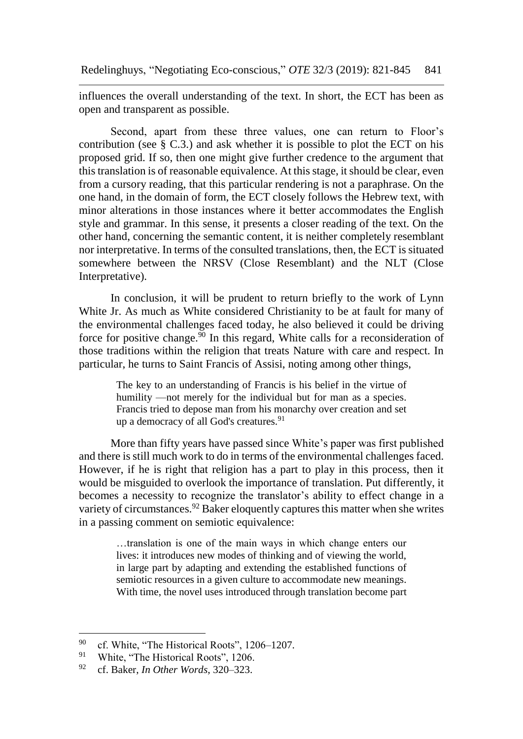influences the overall understanding of the text. In short, the ECT has been as open and transparent as possible.

Second, apart from these three values, one can return to Floor's contribution (see § C.3.) and ask whether it is possible to plot the ECT on his proposed grid. If so, then one might give further credence to the argument that this translation is of reasonable equivalence. At this stage, it should be clear, even from a cursory reading, that this particular rendering is not a paraphrase. On the one hand, in the domain of form, the ECT closely follows the Hebrew text, with minor alterations in those instances where it better accommodates the English style and grammar. In this sense, it presents a closer reading of the text. On the other hand, concerning the semantic content, it is neither completely resemblant nor interpretative. In terms of the consulted translations, then, the ECT is situated somewhere between the NRSV (Close Resemblant) and the NLT (Close Interpretative).

In conclusion, it will be prudent to return briefly to the work of Lynn White Jr. As much as White considered Christianity to be at fault for many of the environmental challenges faced today, he also believed it could be driving force for positive change.[90] In this regard, White calls for a reconsideration of those traditions within the religion that treats Nature with care and respect. In particular, he turns to Saint Francis of Assisi, noting among other things,

> The key to an understanding of Francis is his belief in the virtue of humility —not merely for the individual but for man as a species. Francis tried to depose man from his monarchy over creation and set up a democracy of all God's creatures.[91]

More than fifty years have passed since White's paper was first published and there is still much work to do in terms of the environmental challenges faced. However, if he is right that religion has a part to play in this process, then it would be misguided to overlook the importance of translation. Put differently, it becomes a necessity to recognize the translator's ability to effect change in a variety of circumstances.[92] Baker eloquently captures this matter when she writes in a passing comment on semiotic equivalence:

> …translation is one of the main ways in which change enters our lives: it introduces new modes of thinking and of viewing the world, in large part by adapting and extending the established functions of semiotic resources in a given culture to accommodate new meanings. With time, the novel uses introduced through translation become part

---

[90] cf. White, "The Historical Roots", 1206–1207.

[91] White, "The Historical Roots", 1206.

[92] cf. Baker, *In Other Words*, 320–323.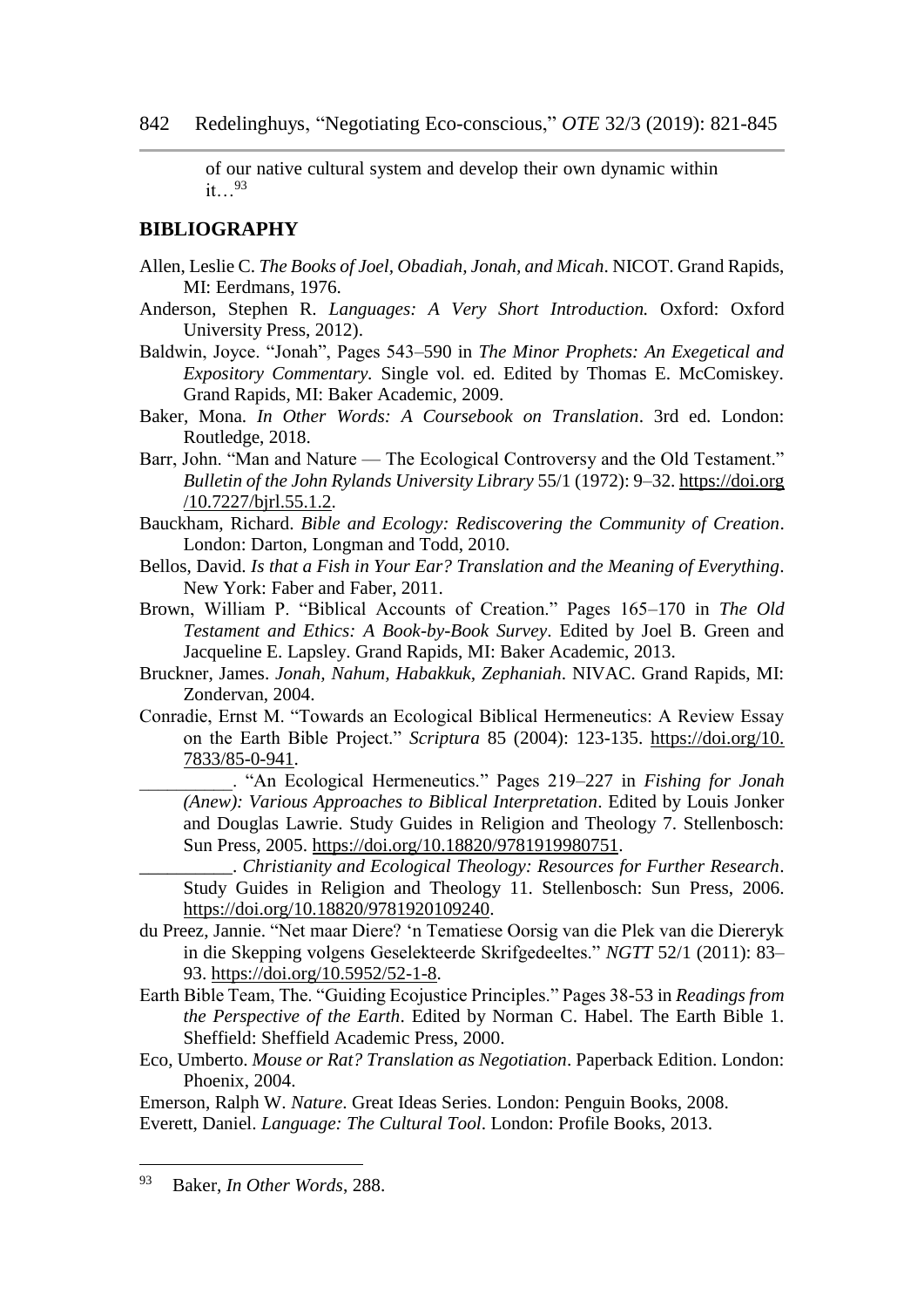of our native cultural system and develop their own dynamic within it…[93]

## BIBLIOGRAPHY

Allen, Leslie C. *The Books of Joel, Obadiah, Jonah, and Micah*. NICOT. Grand Rapids, MI: Eerdmans, 1976.

Anderson, Stephen R. *Languages: A Very Short Introduction.* Oxford: Oxford University Press, 2012).

Baldwin, Joyce. "Jonah", Pages 543–590 in *The Minor Prophets: An Exegetical and Expository Commentary*. Single vol. ed. Edited by Thomas E. McComiskey. Grand Rapids, MI: Baker Academic, 2009.

Baker, Mona. *In Other Words: A Coursebook on Translation*. 3rd ed. London: Routledge, 2018.

Barr, John. "Man and Nature — The Ecological Controversy and the Old Testament." *Bulletin of the John Rylands University Library* 55/1 (1972): 9–32. https://doi.org/10.7227/bjrl.55.1.2.

Bauckham, Richard. *Bible and Ecology: Rediscovering the Community of Creation*. London: Darton, Longman and Todd, 2010.

Bellos, David. *Is that a Fish in Your Ear? Translation and the Meaning of Everything*. New York: Faber and Faber, 2011.

Brown, William P. "Biblical Accounts of Creation." Pages 165–170 in *The Old Testament and Ethics: A Book-by-Book Survey*. Edited by Joel B. Green and Jacqueline E. Lapsley. Grand Rapids, MI: Baker Academic, 2013.

Bruckner, James. *Jonah, Nahum, Habakkuk, Zephaniah*. NIVAC. Grand Rapids, MI: Zondervan, 2004.

Conradie, Ernst M. "Towards an Ecological Biblical Hermeneutics: A Review Essay on the Earth Bible Project." *Scriptura* 85 (2004): 123-135. https://doi.org/10.7833/85-0-941.

__________. "An Ecological Hermeneutics." Pages 219–227 in *Fishing for Jonah (Anew): Various Approaches to Biblical Interpretation*. Edited by Louis Jonker and Douglas Lawrie. Study Guides in Religion and Theology 7. Stellenbosch: Sun Press, 2005. https://doi.org/10.18820/9781919980751.

__________. *Christianity and Ecological Theology: Resources for Further Research*. Study Guides in Religion and Theology 11. Stellenbosch: Sun Press, 2006. https://doi.org/10.18820/9781920109240.

du Preez, Jannie. "Net maar Diere? 'n Tematiese Oorsig van die Plek van die Diereryk in die Skepping volgens Geselekteerde Skrifgedeeltes." *NGTT* 52/1 (2011): 83–93. https://doi.org/10.5952/52-1-8.

Earth Bible Team, The. "Guiding Ecojustice Principles." Pages 38-53 in *Readings from the Perspective of the Earth*. Edited by Norman C. Habel. The Earth Bible 1. Sheffield: Sheffield Academic Press, 2000.

Eco, Umberto. *Mouse or Rat? Translation as Negotiation*. Paperback Edition. London: Phoenix, 2004.

Emerson, Ralph W. *Nature*. Great Ideas Series. London: Penguin Books, 2008.

Everett, Daniel. *Language: The Cultural Tool*. London: Profile Books, 2013.

---

[93] Baker, *In Other Words*, 288.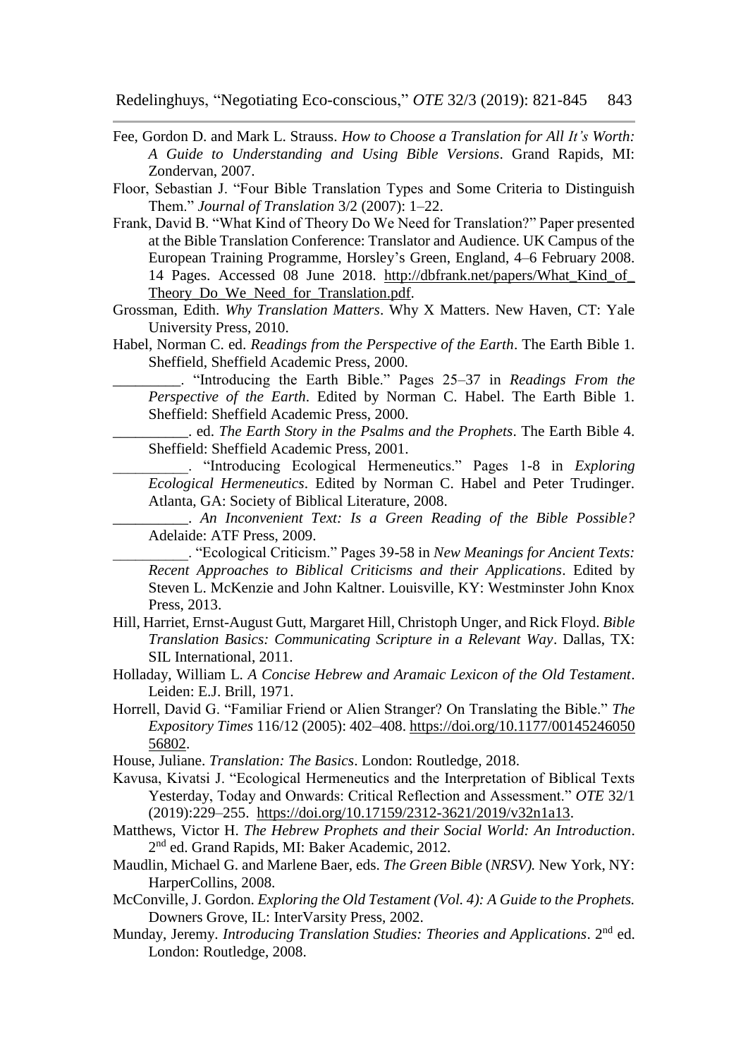Fee, Gordon D. and Mark L. Strauss. *How to Choose a Translation for All It's Worth: A Guide to Understanding and Using Bible Versions*. Grand Rapids, MI: Zondervan, 2007.

Floor, Sebastian J. "Four Bible Translation Types and Some Criteria to Distinguish Them." *Journal of Translation* 3/2 (2007): 1–22.

Frank, David B. "What Kind of Theory Do We Need for Translation?" Paper presented at the Bible Translation Conference: Translator and Audience. UK Campus of the European Training Programme, Horsley's Green, England, 4–6 February 2008. 14 Pages. Accessed 08 June 2018. http://dbfrank.net/papers/What_Kind_of_Theory_Do_We_Need_for_Translation.pdf.

Grossman, Edith. *Why Translation Matters*. Why X Matters. New Haven, CT: Yale University Press, 2010.

Habel, Norman C. ed. *Readings from the Perspective of the Earth*. The Earth Bible 1. Sheffield, Sheffield Academic Press, 2000.

\_\_\_\_\_\_\_\_\_. "Introducing the Earth Bible." Pages 25–37 in *Readings From the Perspective of the Earth*. Edited by Norman C. Habel. The Earth Bible 1. Sheffield: Sheffield Academic Press, 2000.

\_\_\_\_\_\_\_\_\_\_. ed. *The Earth Story in the Psalms and the Prophets*. The Earth Bible 4. Sheffield: Sheffield Academic Press, 2001.

\_\_\_\_\_\_\_\_\_\_. "Introducing Ecological Hermeneutics." Pages 1-8 in *Exploring Ecological Hermeneutics*. Edited by Norman C. Habel and Peter Trudinger. Atlanta, GA: Society of Biblical Literature, 2008.

\_\_\_\_\_\_\_\_\_\_. *An Inconvenient Text: Is a Green Reading of the Bible Possible?* Adelaide: ATF Press, 2009.

\_\_\_\_\_\_\_\_\_\_. "Ecological Criticism." Pages 39-58 in *New Meanings for Ancient Texts: Recent Approaches to Biblical Criticisms and their Applications*. Edited by Steven L. McKenzie and John Kaltner. Louisville, KY: Westminster John Knox Press, 2013.

Hill, Harriet, Ernst-August Gutt, Margaret Hill, Christoph Unger, and Rick Floyd. *Bible Translation Basics: Communicating Scripture in a Relevant Way*. Dallas, TX: SIL International, 2011.

Holladay, William L. *A Concise Hebrew and Aramaic Lexicon of the Old Testament*. Leiden: E.J. Brill, 1971.

Horrell, David G. "Familiar Friend or Alien Stranger? On Translating the Bible." *The Expository Times* 116/12 (2005): 402–408. https://doi.org/10.1177/0014524605056802.

House, Juliane. *Translation: The Basics*. London: Routledge, 2018.

Kavusa, Kivatsi J. "Ecological Hermeneutics and the Interpretation of Biblical Texts Yesterday, Today and Onwards: Critical Reflection and Assessment." *OTE* 32/1 (2019):229–255. https://doi.org/10.17159/2312-3621/2019/v32n1a13.

Matthews, Victor H. *The Hebrew Prophets and their Social World: An Introduction*. 2nd ed. Grand Rapids, MI: Baker Academic, 2012.

Maudlin, Michael G. and Marlene Baer, eds. *The Green Bible* (*NRSV).* New York, NY: HarperCollins, 2008.

McConville, J. Gordon. *Exploring the Old Testament (Vol. 4): A Guide to the Prophets.* Downers Grove, IL: InterVarsity Press, 2002.

Munday, Jeremy. *Introducing Translation Studies: Theories and Applications*. 2nd ed. London: Routledge, 2008.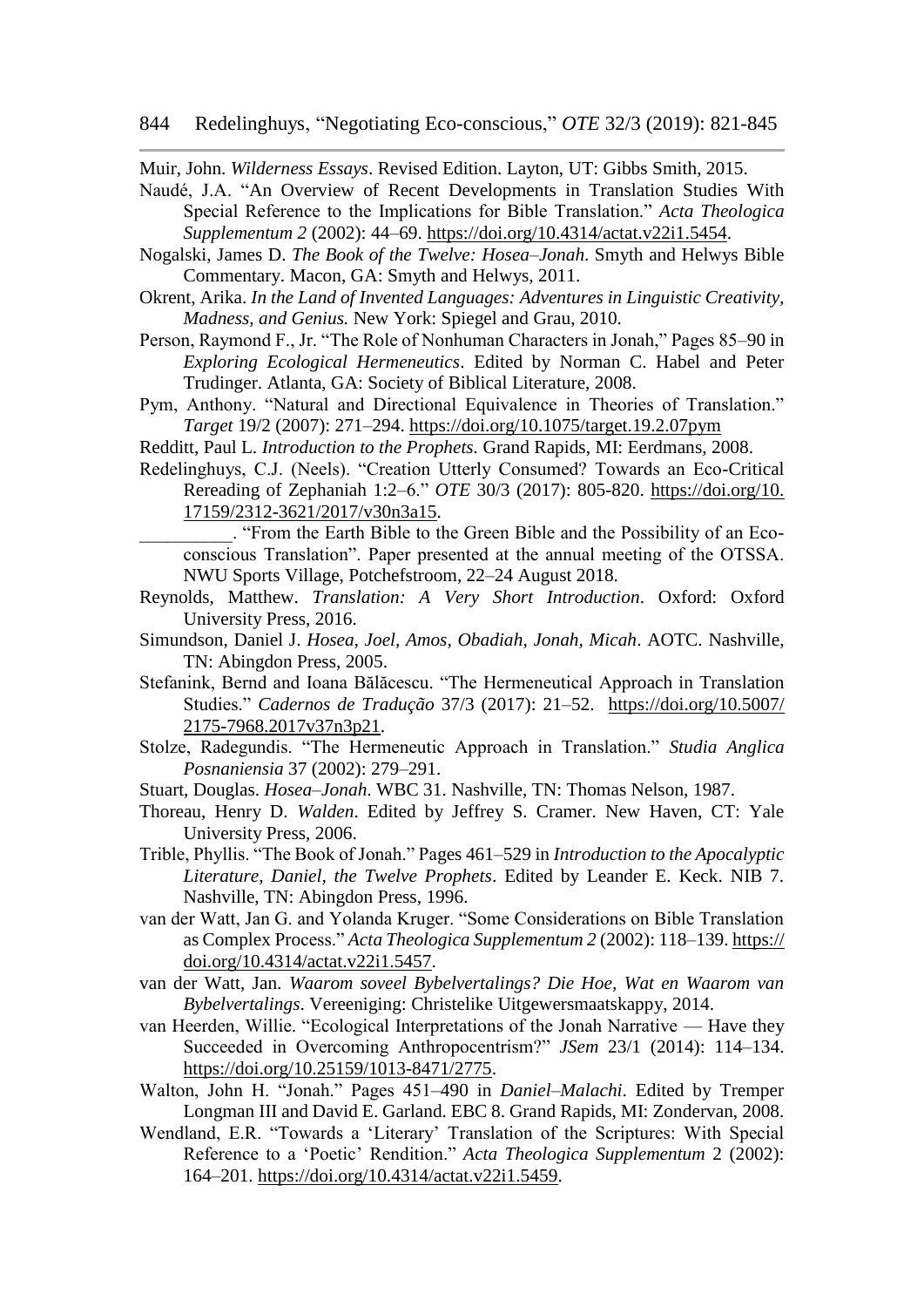Muir, John. *Wilderness Essays*. Revised Edition. Layton, UT: Gibbs Smith, 2015.

Naudé, J.A. "An Overview of Recent Developments in Translation Studies With Special Reference to the Implications for Bible Translation." *Acta Theologica Supplementum 2* (2002): 44–69. https://doi.org/10.4314/actat.v22i1.5454.

Nogalski, James D. *The Book of the Twelve: Hosea–Jonah*. Smyth and Helwys Bible Commentary. Macon, GA: Smyth and Helwys, 2011.

Okrent, Arika. *In the Land of Invented Languages: Adventures in Linguistic Creativity, Madness, and Genius.* New York: Spiegel and Grau, 2010.

Person, Raymond F., Jr. "The Role of Nonhuman Characters in Jonah," Pages 85–90 in *Exploring Ecological Hermeneutics*. Edited by Norman C. Habel and Peter Trudinger. Atlanta, GA: Society of Biblical Literature, 2008.

Pym, Anthony. "Natural and Directional Equivalence in Theories of Translation." *Target* 19/2 (2007): 271–294. https://doi.org/10.1075/target.19.2.07pym

Redditt, Paul L. *Introduction to the Prophets.* Grand Rapids, MI: Eerdmans, 2008.

Redelinghuys, C.J. (Neels). "Creation Utterly Consumed? Towards an Eco-Critical Rereading of Zephaniah 1:2–6." *OTE* 30/3 (2017): 805-820. https://doi.org/10.17159/2312-3621/2017/v30n3a15.

__________. "From the Earth Bible to the Green Bible and the Possibility of an Eco-conscious Translation". Paper presented at the annual meeting of the OTSSA. NWU Sports Village, Potchefstroom, 22–24 August 2018.

Reynolds, Matthew. *Translation: A Very Short Introduction*. Oxford: Oxford University Press, 2016.

Simundson, Daniel J. *Hosea, Joel, Amos, Obadiah, Jonah, Micah*. AOTC. Nashville, TN: Abingdon Press, 2005.

Stefanink, Bernd and Ioana Bălăcescu. "The Hermeneutical Approach in Translation Studies." *Cadernos de Tradução* 37/3 (2017): 21–52. https://doi.org/10.5007/2175-7968.2017v37n3p21.

Stolze, Radegundis. "The Hermeneutic Approach in Translation." *Studia Anglica Posnaniensia* 37 (2002): 279–291.

Stuart, Douglas. *Hosea–Jonah*. WBC 31. Nashville, TN: Thomas Nelson, 1987.

Thoreau, Henry D. *Walden*. Edited by Jeffrey S. Cramer. New Haven, CT: Yale University Press, 2006.

Trible, Phyllis. "The Book of Jonah." Pages 461–529 in *Introduction to the Apocalyptic Literature, Daniel, the Twelve Prophets*. Edited by Leander E. Keck. NIB 7. Nashville, TN: Abingdon Press, 1996.

van der Watt, Jan G. and Yolanda Kruger. "Some Considerations on Bible Translation as Complex Process." *Acta Theologica Supplementum 2* (2002): 118–139. https://doi.org/10.4314/actat.v22i1.5457.

van der Watt, Jan. *Waarom soveel Bybelvertalings? Die Hoe, Wat en Waarom van Bybelvertalings*. Vereeniging: Christelike Uitgewersmaatskappy, 2014.

van Heerden, Willie. "Ecological Interpretations of the Jonah Narrative — Have they Succeeded in Overcoming Anthropocentrism?" *JSem* 23/1 (2014): 114–134. https://doi.org/10.25159/1013-8471/2775.

Walton, John H. "Jonah." Pages 451–490 in *Daniel–Malachi*. Edited by Tremper Longman III and David E. Garland. EBC 8. Grand Rapids, MI: Zondervan, 2008.

Wendland, E.R. "Towards a 'Literary' Translation of the Scriptures: With Special Reference to a 'Poetic' Rendition." *Acta Theologica Supplementum* 2 (2002): 164–201. https://doi.org/10.4314/actat.v22i1.5459.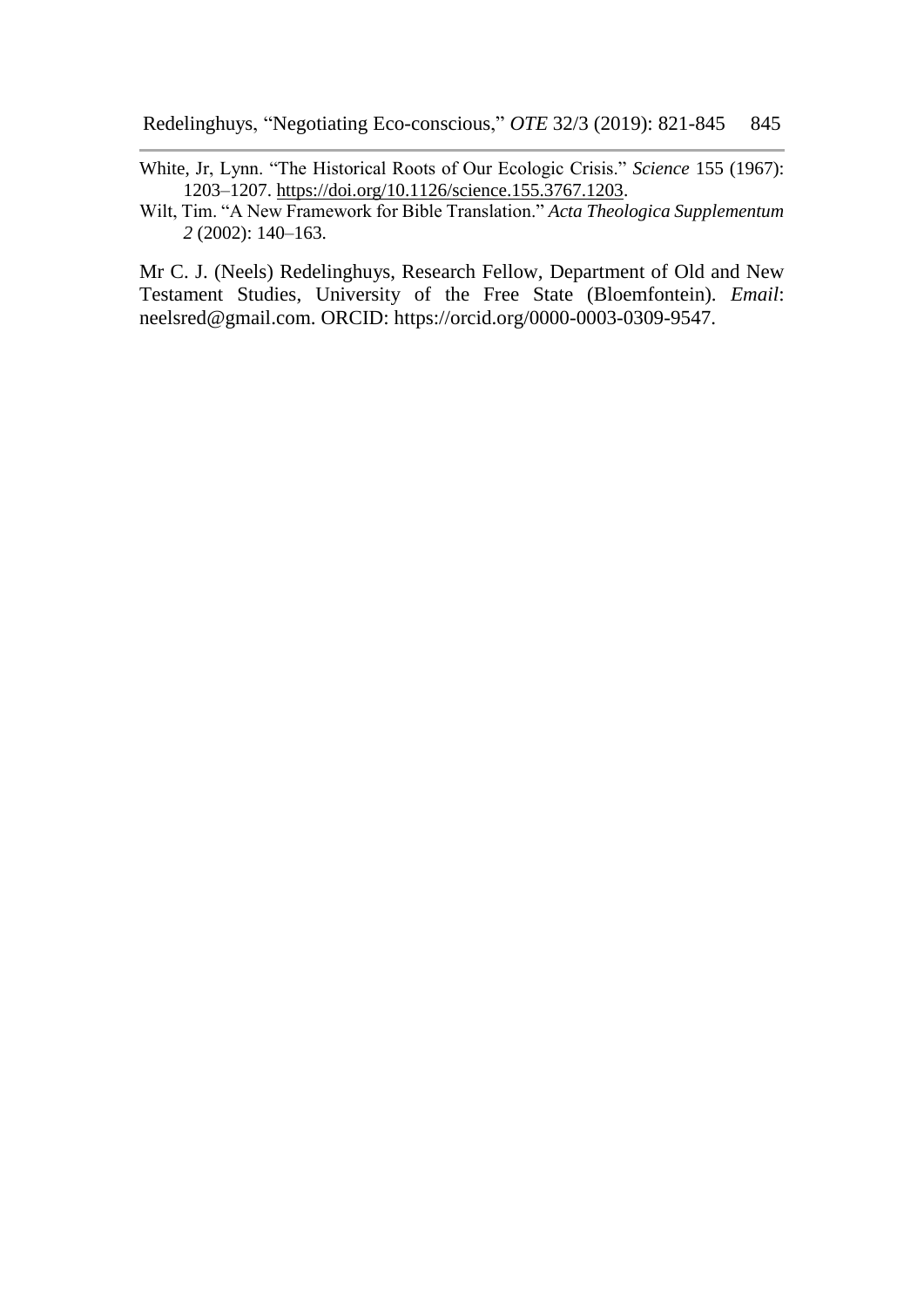White, Jr, Lynn. "The Historical Roots of Our Ecologic Crisis." *Science* 155 (1967): 1203–1207. https://doi.org/10.1126/science.155.3767.1203.

Wilt, Tim. "A New Framework for Bible Translation." *Acta Theologica Supplementum 2* (2002): 140–163.

Mr C. J. (Neels) Redelinghuys, Research Fellow, Department of Old and New Testament Studies, University of the Free State (Bloemfontein). *Email*: neelsred@gmail.com. ORCID: https://orcid.org/0000-0003-0309-9547.